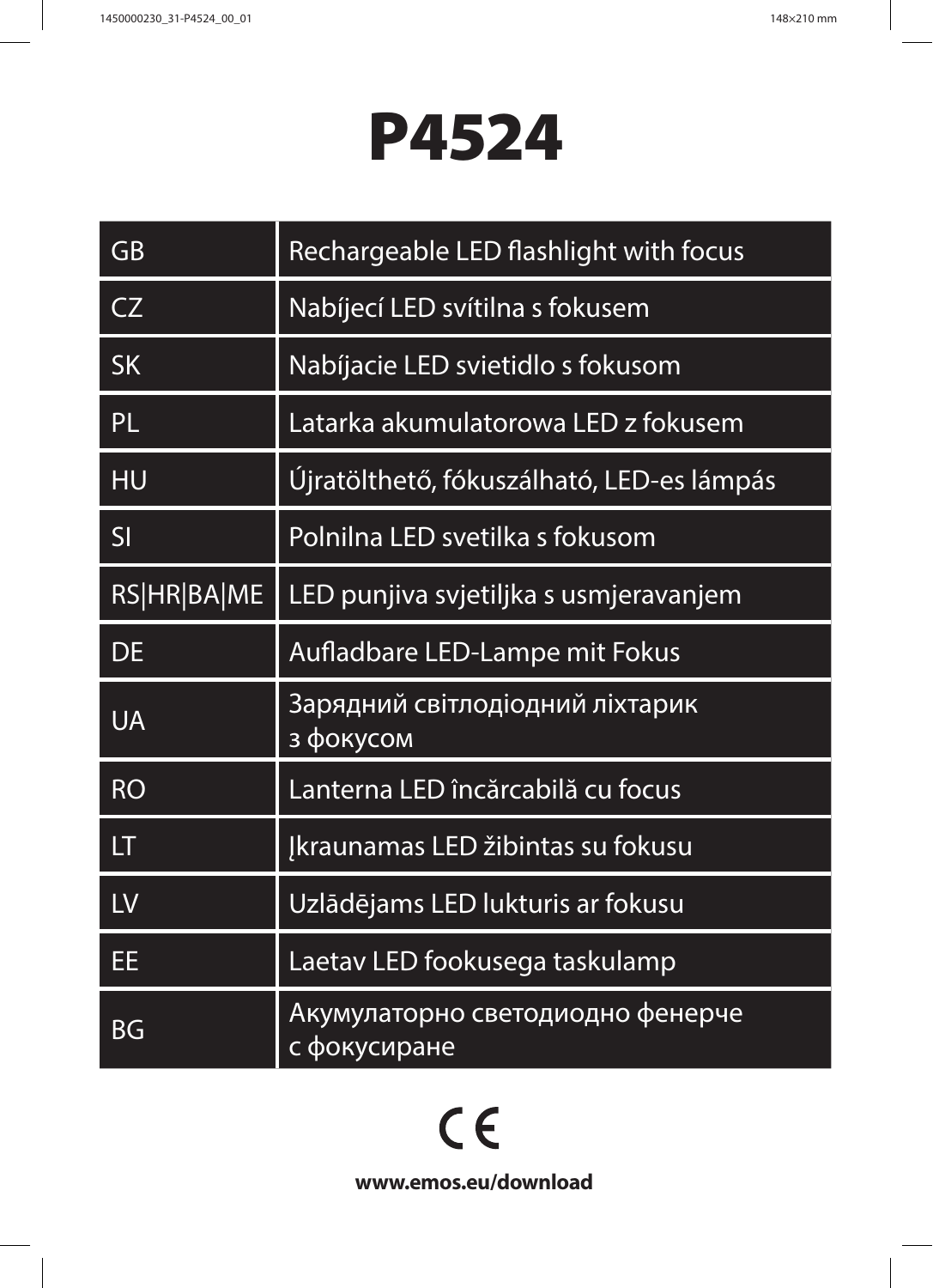# P4524

| | |
|---|---|
| GB | Rechargeable LED flashlight with focus |
| CZ | Nabíjecí LED svítilna s fokusem |
| SK | Nabíjacie LED svietidlo s fokusom |
| PL | Latarka akumulatorowa LED z fokusem |
| HU | Újratölthető, fókuszálható, LED-es lámpás |
| SI | Polnilna LED svetilka s fokusom |
| RS\|HR\|BA\|ME | LED punjiva svjetiljka s usmjeravanjem |
| DE | Aufladbare LED-Lampe mit Fokus |
| UA | Зарядний світлодіодний ліхтарик з фокусом |
| RO | Lanterna LED încărcabilă cu focus |
| LT | Įkraunamas LED žibintas su fokusu |
| LV | Uzlādējams LED lukturis ar fokusu |
| EE | Laetav LED fookusega taskulamp |
| BG | Акумулаторно светодиодно фенерче с фокусиране |

CE

**www.emos.eu/download**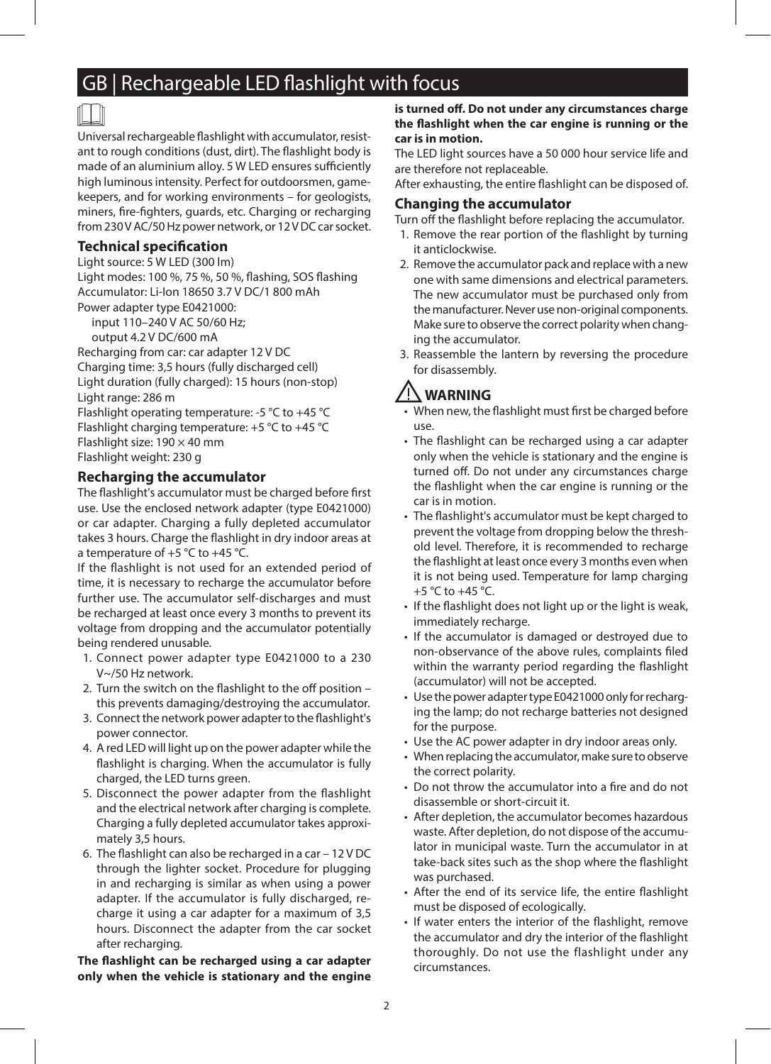# GB | Rechargeable LED flashlight with focus

Universal rechargeable flashlight with accumulator, resistant to rough conditions (dust, dirt). The flashlight body is made of an aluminium alloy. 5 W LED ensures sufficiently high luminous intensity. Perfect for outdoorsmen, gamekeepers, and for working environments – for geologists, miners, fire-fighters, guards, etc. Charging or recharging from 230 V AC/50 Hz power network, or 12 V DC car socket.

## Technical specification

Light source: 5 W LED (300 lm)
Light modes: 100 %, 75 %, 50 %, flashing, SOS flashing
Accumulator: Li-Ion 18650 3.7 V DC/1 800 mAh
Power adapter type E0421000:
input 110–240 V AC 50/60 Hz;
output 4.2 V DC/600 mA
Recharging from car: car adapter 12 V DC
Charging time: 3,5 hours (fully discharged cell)
Light duration (fully charged): 15 hours (non-stop)
Light range: 286 m
Flashlight operating temperature: -5 °C to +45 °C
Flashlight charging temperature: +5 °C to +45 °C
Flashlight size: 190 × 40 mm
Flashlight weight: 230 g

## Recharging the accumulator

The flashlight's accumulator must be charged before first use. Use the enclosed network adapter (type E0421000) or car adapter. Charging a fully depleted accumulator takes 3 hours. Charge the flashlight in dry indoor areas at a temperature of +5 °C to +45 °C.

If the flashlight is not used for an extended period of time, it is necessary to recharge the accumulator before further use. The accumulator self-discharges and must be recharged at least once every 3 months to prevent its voltage from dropping and the accumulator potentially being rendered unusable.

1. Connect power adapter type E0421000 to a 230 V~/50 Hz network.
2. Turn the switch on the flashlight to the off position – this prevents damaging/destroying the accumulator.
3. Connect the network power adapter to the flashlight's power connector.
4. A red LED will light up on the power adapter while the flashlight is charging. When the accumulator is fully charged, the LED turns green.
5. Disconnect the power adapter from the flashlight and the electrical network after charging is complete. Charging a fully depleted accumulator takes approximately 3,5 hours.
6. The flashlight can also be recharged in a car – 12 V DC through the lighter socket. Procedure for plugging in and recharging is similar as when using a power adapter. If the accumulator is fully discharged, recharge it using a car adapter for a maximum of 3,5 hours. Disconnect the adapter from the car socket after recharging.

**The flashlight can be recharged using a car adapter only when the vehicle is stationary and the engine is turned off. Do not under any circumstances charge the flashlight when the car engine is running or the car is in motion.**

The LED light sources have a 50 000 hour service life and are therefore not replaceable.

After exhausting, the entire flashlight can be disposed of.

## Changing the accumulator

Turn off the flashlight before replacing the accumulator.

1. Remove the rear portion of the flashlight by turning it anticlockwise.
2. Remove the accumulator pack and replace with a new one with same dimensions and electrical parameters. The new accumulator must be purchased only from the manufacturer. Never use non-original components. Make sure to observe the correct polarity when changing the accumulator.
3. Reassemble the lantern by reversing the procedure for disassembly.

## ⚠ WARNING

- When new, the flashlight must first be charged before use.
- The flashlight can be recharged using a car adapter only when the vehicle is stationary and the engine is turned off. Do not under any circumstances charge the flashlight when the car engine is running or the car is in motion.
- The flashlight's accumulator must be kept charged to prevent the voltage from dropping below the threshold level. Therefore, it is recommended to recharge the flashlight at least once every 3 months even when it is not being used. Temperature for lamp charging +5 °C to +45 °C.
- If the flashlight does not light up or the light is weak, immediately recharge.
- If the accumulator is damaged or destroyed due to non-observance of the above rules, complaints filed within the warranty period regarding the flashlight (accumulator) will not be accepted.
- Use the power adapter type E0421000 only for recharging the lamp; do not recharge batteries not designed for the purpose.
- Use the AC power adapter in dry indoor areas only.
- When replacing the accumulator, make sure to observe the correct polarity.
- Do not throw the accumulator into a fire and do not disassemble or short-circuit it.
- After depletion, the accumulator becomes hazardous waste. After depletion, do not dispose of the accumulator in municipal waste. Turn the accumulator in at take-back sites such as the shop where the flashlight was purchased.
- After the end of its service life, the entire flashlight must be disposed of ecologically.
- If water enters the interior of the flashlight, remove the accumulator and dry the interior of the flashlight thoroughly. Do not use the flashlight under any circumstances.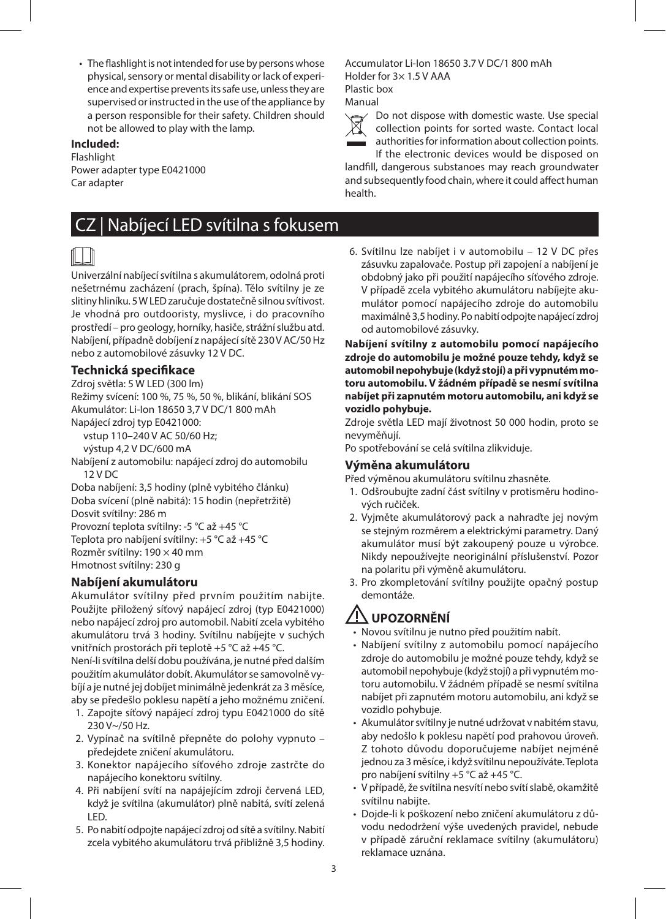- The flashlight is not intended for use by persons whose physical, sensory or mental disability or lack of experience and expertise prevents its safe use, unless they are supervised or instructed in the use of the appliance by a person responsible for their safety. Children should not be allowed to play with the lamp.

**Included:**
Flashlight
Power adapter type E0421000
Car adapter
Accumulator Li-Ion 18650 3.7 V DC/1 800 mAh
Holder for 3× 1.5 V AAA
Plastic box
Manual

Do not dispose with domestic waste. Use special collection points for sorted waste. Contact local authorities for information about collection points. If the electronic devices would be disposed on landfill, dangerous substanoes may reach groundwater and subsequently food chain, where it could affect human health.

# CZ | Nabíjecí LED svítilna s fokusem

Univerzální nabíjecí svítilna s akumulátorem, odolná proti nešetrnému zacházení (prach, špína). Tělo svítilny je ze slitiny hliníku. 5 W LED zaručuje dostatečně silnou svítivost. Je vhodná pro outdooristy, myslivce, i do pracovního prostředí – pro geology, horníky, hasiče, strážní službu atd. Nabíjení, případně dobíjení z napájecí sítě 230 V AC/50 Hz nebo z automobilové zásuvky 12 V DC.

## Technická specifikace

Zdroj světla: 5 W LED (300 lm)
Režimy svícení: 100 %, 75 %, 50 %, blikání, blikání SOS
Akumulátor: Li-Ion 18650 3,7 V DC/1 800 mAh
Napájecí zdroj typ E0421000:
vstup 110–240 V AC 50/60 Hz;
výstup 4,2 V DC/600 mA
Nabíjení z automobilu: napájecí zdroj do automobilu 12 V DC
Doba nabíjení: 3,5 hodiny (plně vybitého článku)
Doba svícení (plně nabitá): 15 hodin (nepřetržitě)
Dosvit svítilny: 286 m
Provozní teplota svítilny: -5 °C až +45 °C
Teplota pro nabíjení svítilny: +5 °C až +45 °C
Rozměr svítilny: 190 × 40 mm
Hmotnost svítilny: 230 g

## Nabíjení akumulátoru

Akumulátor svítilny před prvním použitím nabijte. Použijte přiložený síťový napájecí zdroj (typ E0421000) nebo napájecí zdroj pro automobil. Nabití zcela vybitého akumulátoru trvá 3 hodiny. Svítilnu nabíjejte v suchých vnitřních prostorách při teplotě +5 °C až +45 °C.

Není-li svítilna delší dobu používána, je nutné před dalším použitím akumulátor dobít. Akumulátor se samovolně vybíjí a je nutné jej dobíjet minimálně jedenkrát za 3 měsíce, aby se předešlo poklesu napětí a jeho možnému zničení.

1. Zapojte síťový napájecí zdroj typu E0421000 do sítě 230 V~/50 Hz.
2. Vypínač na svítilně přepněte do polohy vypnuto – předejdete zničení akumulátoru.
3. Konektor napájecího síťového zdroje zastrčte do napájecího konektoru svítilny.
4. Při nabíjení svítí na napájejícím zdroji červená LED, když je svítilna (akumulátor) plně nabitá, svítí zelená LED.
5. Po nabití odpojte napájecí zdroj od sítě a svítilny. Nabití zcela vybitého akumulátoru trvá přibližně 3,5 hodiny.
6. Svítilnu lze nabíjet i v automobilu – 12 V DC přes zásuvku zapalovače. Postup při zapojení a nabíjení je obdobný jako při použití napájecího síťového zdroje. V případě zcela vybitého akumulátoru nabíjejte akumulátor pomocí napájecího zdroje do automobilu maximálně 3,5 hodiny. Po nabití odpojte napájecí zdroj od automobilové zásuvky.

**Nabíjení svítilny z automobilu pomocí napájecího zdroje do automobilu je možné pouze tehdy, když se automobil nepohybuje (když stojí) a při vypnutém motoru automobilu. V žádném případě se nesmí svítilna nabíjet při zapnutém motoru automobilu, ani když se vozidlo pohybuje.**

Zdroje světla LED mají životnost 50 000 hodin, proto se nevyměňují.

Po spotřebování se celá svítilna zlikviduje.

## Výměna akumulátoru

Před výměnou akumulátoru svítilnu zhasněte.

1. Odšroubujte zadní část svítilny v protisměru hodinových ručiček.
2. Vyjměte akumulátorový pack a nahraďte jej novým se stejným rozměrem a elektrickými parametry. Daný akumulátor musí být zakoupený pouze u výrobce. Nikdy nepoužívejte neoriginální příslušenství. Pozor na polaritu při výměně akumulátoru.
3. Pro zkompletování svítilny použijte opačný postup demontáže.

## UPOZORNĚNÍ

- Novou svítilnu je nutno před použitím nabít.
- Nabíjení svítilny z automobilu pomocí napájecího zdroje do automobilu je možné pouze tehdy, když se automobil nepohybuje (když stojí) a při vypnutém motoru automobilu. V žádném případě se nesmí svítilna nabíjet při zapnutém motoru automobilu, ani když se vozidlo pohybuje.
- Akumulátor svítilny je nutné udržovat v nabitém stavu, aby nedošlo k poklesu napětí pod prahovou úroveň. Z tohoto důvodu doporučujeme nabíjet nejméně jednou za 3 měsíce, i když svítilnu nepoužíváte. Teplota pro nabíjení svítilny +5 °C až +45 °C.
- V případě, že svítilna nesvítí nebo svítí slabě, okamžitě svítilnu nabijte.
- Dojde-li k poškození nebo zničení akumulátoru z důvodu nedodržení výše uvedených pravidel, nebude v případě záruční reklamace svítilny (akumulátoru) reklamace uznána.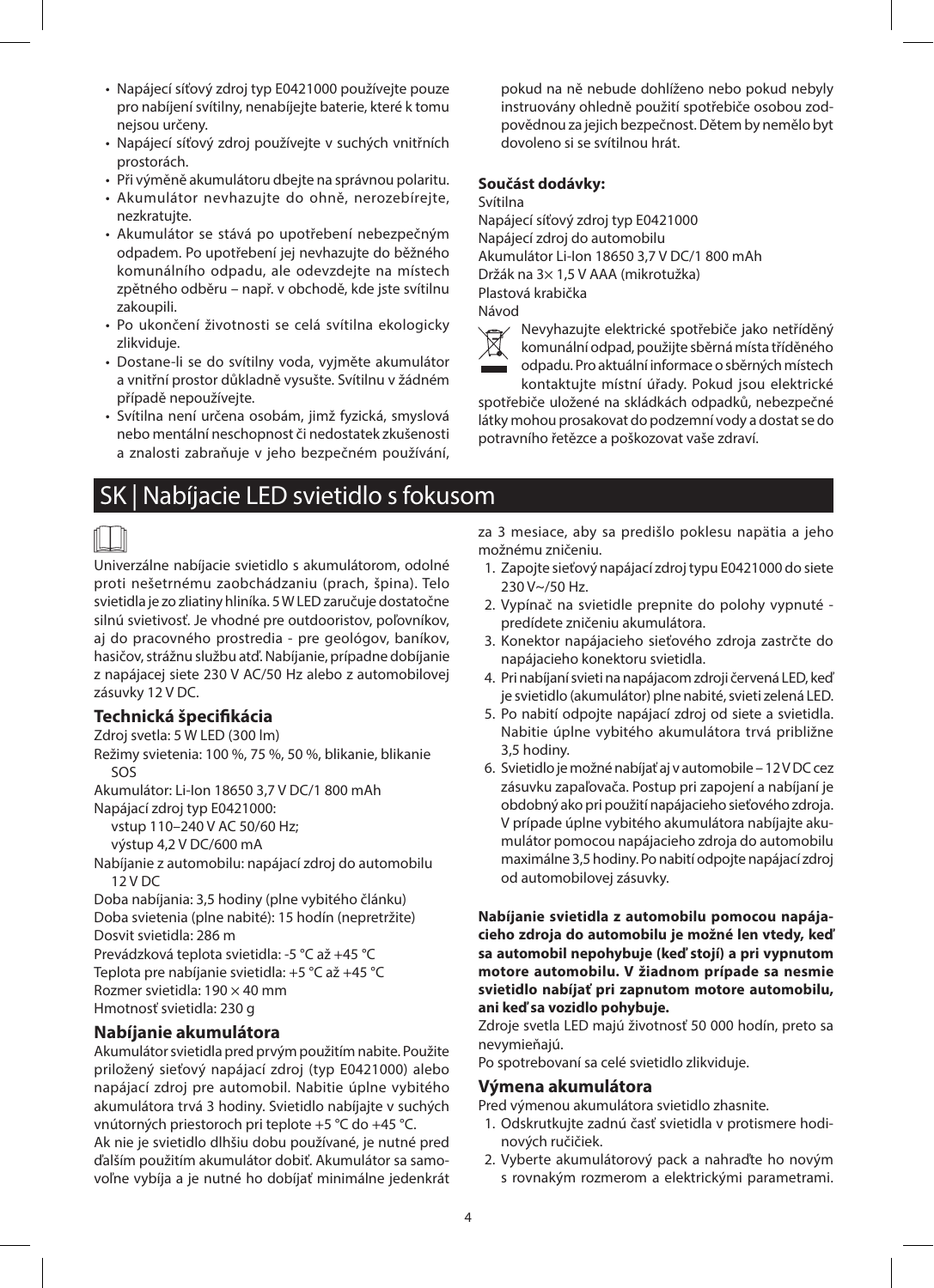- Napájecí síťový zdroj typ E0421000 používejte pouze pro nabíjení svítilny, nenabíjejte baterie, které k tomu nejsou určeny.
- Napájecí síťový zdroj používejte v suchých vnitřních prostorách.
- Při výměně akumulátoru dbejte na správnou polaritu.
- Akumulátor nevhazujte do ohně, nerozebírejte, nezkratujte.
- Akumulátor se stává po upotřebení nebezpečným odpadem. Po upotřebení jej nevhazujte do běžného komunálního odpadu, ale odevzdejte na místech zpětného odběru – např. v obchodě, kde jste svítilnu zakoupili.
- Po ukončení životnosti se celá svítilna ekologicky zlikviduje.
- Dostane-li se do svítilny voda, vyjměte akumulátor a vnitřní prostor důkladně vysušte. Svítilnu v žádném případě nepoužívejte.
- Svítilna není určena osobám, jimž fyzická, smyslová nebo mentální neschopnost či nedostatek zkušenosti a znalostí zabraňuje v jeho bezpečném používání, pokud na ně nebude dohlíženo nebo pokud nebyly instruovány ohledně použití spotřebiče osobou zodpovědnou za jejich bezpečnost. Dětem by nemělo být dovoleno si se svítilnou hrát.

**Součást dodávky:**

Svítilna
Napájecí síťový zdroj typ E0421000
Napájecí zdroj do automobilu
Akumulátor Li-Ion 18650 3,7 V DC/1 800 mAh
Držák na 3× 1,5 V AAA (mikrotužka)
Plastová krabička
Návod

Nevyhazujte elektrické spotřebiče jako netříděný komunální odpad, použijte sběrná místa tříděného odpadu. Pro aktuální informace o sběrných místech kontaktujte místní úřady. Pokud jsou elektrické spotřebiče uložené na skládkách odpadků, nebezpečné látky mohou prosakovat do podzemní vody a dostat se do potravního řetězce a poškozovat vaše zdraví.

# SK | Nabíjacie LED svietidlo s fokusom

Univerzálne nabíjacie svietidlo s akumulátorom, odolné proti nešetrnému zaobchádzaniu (prach, špina). Telo svietidla je zo zliatiny hliníka. 5 W LED zaručuje dostatočne silnú svietivosť. Je vhodné pre outdooristov, poľovníkov, aj do pracovného prostredia - pre geológov, baníkov, hasičov, strážnu službu atď. Nabíjanie, prípadne dobíjanie z napájacej siete 230 V AC/50 Hz alebo z automobilovej zásuvky 12 V DC.

## Technická špecifikácia

Zdroj svetla: 5 W LED (300 lm)
Režimy svietenia: 100 %, 75 %, 50 %, blikanie, blikanie SOS
Akumulátor: Li-Ion 18650 3,7 V DC/1 800 mAh
Napájací zdroj typ E0421000:
vstup 110–240 V AC 50/60 Hz;
výstup 4,2 V DC/600 mA
Nabíjanie z automobilu: napájací zdroj do automobilu 12 V DC
Doba nabíjania: 3,5 hodiny (plne vybitého článku)
Doba svietenia (plne nabité): 15 hodín (nepretržite)
Dosvit svietidla: 286 m
Prevádzková teplota svietidla: -5 °C až +45 °C
Teplota pre nabíjanie svietidla: +5 °C až +45 °C
Rozmer svietidla: 190 × 40 mm
Hmotnosť svietidla: 230 g

## Nabíjanie akumulátora

Akumulátor svietidla pred prvým použitím nabite. Použite priložený sieťový napájací zdroj (typ E0421000) alebo napájací zdroj pre automobil. Nabitie úplne vybitého akumulátora trvá 3 hodiny. Svietidlo nabíjajte v suchých vnútorných priestoroch pri teplote +5 °C do +45 °C.

Ak nie je svietidlo dlhšiu dobu používané, je nutné pred ďalším použitím akumulátor dobiť. Akumulátor sa samovoľne vybíja a je nutné ho dobíjať minimálne jedenkrát za 3 mesiace, aby sa predišlo poklesu napätia a jeho možnému zničeniu.

1. Zapojte sieťový napájací zdroj typu E0421000 do siete 230 V~/50 Hz.
2. Vypínač na svietidle prepnite do polohy vypnuté - predídete zničeniu akumulátora.
3. Konektor napájacieho sieťového zdroja zastrčte do napájacieho konektoru svietidla.
4. Pri nabíjaní svieti na napájacom zdroji červená LED, keď je svietidlo (akumulátor) plne nabité, svieti zelená LED.
5. Po nabití odpojte napájací zdroj od siete a svietidla. Nabitie úplne vybitého akumulátora trvá približne 3,5 hodiny.
6. Svietidlo je možné nabíjať aj v automobile – 12 V DC cez zásuvku zapaľovača. Postup pri zapojení a nabíjaní je obdobný ako pri použití napájacieho sieťového zdroja. V prípade úplne vybitého akumulátora nabíjajte akumulátor pomocou napájacieho zdroja do automobilu maximálne 3,5 hodiny. Po nabití odpojte napájací zdroj od automobilovej zásuvky.

**Nabíjanie svietidla z automobilu pomocou napájacieho zdroja do automobilu je možné len vtedy, keď sa automobil nepohybuje (keď stojí) a pri vypnutom motore automobilu. V žiadnom prípade sa nesmie svietidlo nabíjať pri zapnutom motore automobilu, ani keď sa vozidlo pohybuje.**

Zdroje svetla LED majú životnosť 50 000 hodín, preto sa nevymieňajú.

Po spotrebovaní sa celé svietidlo zlikviduje.

## Výmena akumulátora

Pred výmenou akumulátora svietidlo zhasnite.

1. Odskrutkujte zadnú časť svietidla v protismere hodinových ručičiek.
2. Vyberte akumulátorový pack a nahraďte ho novým s rovnakým rozmerom a elektrickými parametrami.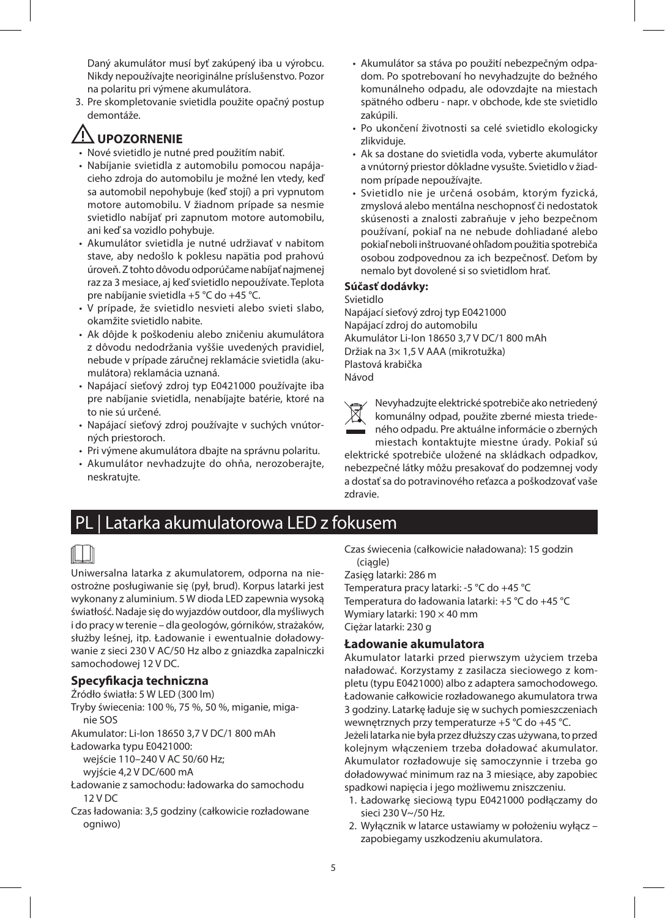Daný akumulátor musí byť zakúpený iba u výrobcu. Nikdy nepoužívajte neoriginálne príslušenstvo. Pozor na polaritu pri výmene akumulátora.

3. Pre skompletovanie svietidla použite opačný postup demontáže.

## ⚠ UPOZORNENIE

- Nové svietidlo je nutné pred použitím nabiť.
- Nabíjanie svietidla z automobilu pomocou napájacieho zdroja do automobilu je možné len vtedy, keď sa automobil nepohybuje (keď stojí) a pri vypnutom motore automobilu. V žiadnom prípade sa nesmie svietidlo nabíjať pri zapnutom motore automobilu, ani keď sa vozidlo pohybuje.
- Akumulátor svietidla je nutné udržiavať v nabitom stave, aby nedošlo k poklesu napätia pod prahovú úroveň. Z tohto dôvodu odporúčame nabíjať najmenej raz za 3 mesiace, aj keď svietidlo nepoužívate. Teplota pre nabíjanie svietidla +5 °C do +45 °C.
- V prípade, že svietidlo nesvieti alebo svieti slabo, okamžite svietidlo nabite.
- Ak dôjde k poškodeniu alebo zničeniu akumulátora z dôvodu nedodržania vyššie uvedených pravidiel, nebude v prípade záručnej reklamácie svietidla (akumulátora) reklamácia uznaná.
- Napájací sieťový zdroj typ E0421000 používajte iba pre nabíjanie svietidla, nenabíjajte batérie, ktoré na to nie sú určené.
- Napájací sieťový zdroj používajte v suchých vnútorných priestoroch.
- Pri výmene akumulátora dbajte na správnu polaritu.
- Akumulátor nevhadzujte do ohňa, nerozoberajte, neskratujte.
- Akumulátor sa stáva po použití nebezpečným odpadom. Po spotrebovaní ho nevyhadzujte do bežného komunálneho odpadu, ale odovzdajte na miestach spätného odberu - napr. v obchode, kde ste svietidlo zakúpili.
- Po ukončení životnosti sa celé svietidlo ekologicky zlikviduje.
- Ak sa dostane do svietidla voda, vyberte akumulátor a vnútorný priestor dôkladne vysušte. Svietidlo v žiadnom prípade nepoužívajte.
- Svietidlo nie je určená osobám, ktorým fyzická, zmyslová alebo mentálna neschopnosť či nedostatok skúsenosti a znalosti zabraňuje v jeho bezpečnom používaní, pokiaľ na ne nebude dohliadané alebo pokiaľ neboli inštruované ohľadom použitia spotrebiča osobou zodpovednou za ich bezpečnosť. Deťom by nemalo byt dovolené si so svietidlom hrať.

### Súčasť dodávky:

Svietidlo
Napájací sieťový zdroj typ E0421000
Napájací zdroj do automobilu
Akumulátor Li-Ion 18650 3,7 V DC/1 800 mAh
Držiak na 3× 1,5 V AAA (mikrotužka)
Plastová krabička
Návod

Nevyhadzujte elektrické spotrebiče ako netriedený komunálny odpad, použite zberné miesta triedeného odpadu. Pre aktuálne informácie o zberných miestach kontaktujte miestne úrady. Pokiaľ sú elektrické spotrebiče uložené na skládkach odpadkov, nebezpečné látky môžu presakovať do podzemnej vody a dostať sa do potravinového reťazca a poškodzovať vaše zdravie.

# PL | Latarka akumulatorowa LED z fokusem

Uniwersalna latarka z akumulatorem, odporna na nieostrożne posługiwanie się (pył, brud). Korpus latarki jest wykonany z aluminium. 5 W dioda LED zapewnia wysoką światłość. Nadaje się do wyjazdów outdoor, dla myśliwych i do pracy w terenie – dla geologów, górników, strażaków, służby leśnej, itp. Ładowanie i ewentualnie doładowywanie z sieci 230 V AC/50 Hz albo z gniazdka zapalniczki samochodowej 12 V DC.

### Specyfikacja techniczna

Źródło światła: 5 W LED (300 lm)
Tryby świecenia: 100 %, 75 %, 50 %, miganie, miganie SOS
Akumulator: Li-Ion 18650 3,7 V DC/1 800 mAh
Ładowarka typu E0421000:
wejście 110–240 V AC 50/60 Hz;
wyjście 4,2 V DC/600 mA
Ładowanie z samochodu: ładowarka do samochodu 12 V DC
Czas ładowania: 3,5 godziny (całkowicie rozładowane ogniwo)
Czas świecenia (całkowicie naładowana): 15 godzin (ciągle)
Zasięg latarki: 286 m
Temperatura pracy latarki: -5 °C do +45 °C
Temperatura do ładowania latarki: +5 °C do +45 °C
Wymiary latarki: 190 × 40 mm
Ciężar latarki: 230 g

### Ładowanie akumulatora

Akumulator latarki przed pierwszym użyciem trzeba naładować. Korzystamy z zasilacza sieciowego z kompletu (typu E0421000) albo z adaptera samochodowego. Ładowanie całkowicie rozładowanego akumulatora trwa 3 godziny. Latarkę ładuje się w suchych pomieszczeniach wewnętrznych przy temperaturze +5 °C do +45 °C.
Jeżeli latarka nie była przez dłuższy czas używana, to przed kolejnym włączeniem trzeba doładować akumulator. Akumulator rozładowuje się samoczynnie i trzeba go doładowywać minimum raz na 3 miesiące, aby zapobiec spadkowi napięcia i jego możliwemu zniszczeniu.

1. Ładowarkę sieciową typu E0421000 podłączamy do sieci 230 V~/50 Hz.
2. Wyłącznik w latarce ustawiamy w położeniu wyłącz – zapobiegamy uszkodzeniu akumulatora.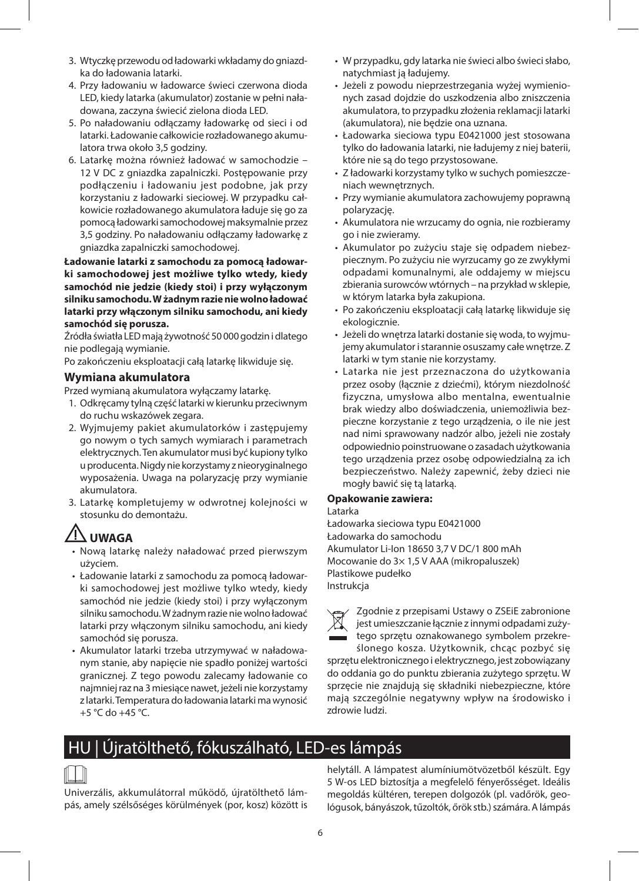3. Wtyczkę przewodu od ładowarki wkładamy do gniazdka do ładowania latarki.
4. Przy ładowaniu w ładowarce świeci czerwona dioda LED, kiedy latarka (akumulator) zostanie w pełni naładowana, zaczyna świecić zielona dioda LED.
5. Po naładowaniu odłączamy ładowarkę od sieci i od latarki. Ładowanie całkowicie rozładowanego akumulatora trwa około 3,5 godziny.
6. Latarkę można również ładować w samochodzie – 12 V DC z gniazdka zapalniczki. Postępowanie przy podłączeniu i ładowaniu jest podobne, jak przy korzystaniu z ładowarki sieciowej. W przypadku całkowicie rozładowanego akumulatora ładuje się go za pomocą ładowarki samochodowej maksymalnie przez 3,5 godziny. Po naładowaniu odłączamy ładowarkę z gniazdka zapalniczki samochodowej.

**Ładowanie latarki z samochodu za pomocą ładowarki samochodowej jest możliwe tylko wtedy, kiedy samochód nie jedzie (kiedy stoi) i przy wyłączonym silniku samochodu. W żadnym razie nie wolno ładować latarki przy włączonym silniku samochodu, ani kiedy samochód się porusza.**

Źródła światła LED mają żywotność 50 000 godzin i dlatego nie podlegają wymianie.

Po zakończeniu eksploatacji całą latarkę likwiduje się.

### Wymiana akumulatora

Przed wymianą akumulatora wyłączamy latarkę.

1. Odkręcamy tylną część latarki w kierunku przeciwnym do ruchu wskazówek zegara.
2. Wyjmujemy pakiet akumulatorków i zastępujemy go nowym o tych samych wymiarach i parametrach elektrycznych. Ten akumulator musi być kupiony tylko u producenta. Nigdy nie korzystamy z nieoryginalnego wyposażenia. Uwaga na polaryzację przy wymianie akumulatora.
3. Latarkę kompletujemy w odwrotnej kolejności w stosunku do demontażu.

### ⚠ UWAGA

- Nową latarkę należy naładować przed pierwszym użyciem.
- Ładowanie latarki z samochodu za pomocą ładowarki samochodowej jest możliwe tylko wtedy, kiedy samochód nie jedzie (kiedy stoi) i przy wyłączonym silniku samochodu. W żadnym razie nie wolno ładować latarki przy włączonym silniku samochodu, ani kiedy samochód się porusza.
- Akumulator latarki trzeba utrzymywać w naładowanym stanie, aby napięcie nie spadło poniżej wartości granicznej. Z tego powodu zalecamy ładowanie co najmniej raz na 3 miesiące nawet, jeżeli nie korzystamy z latarki. Temperatura do ładowania latarki ma wynosić +5 °C do +45 °C.
- W przypadku, gdy latarka nie świeci albo świeci słabo, natychmiast ją ładujemy.
- Jeżeli z powodu nieprzestrzegania wyżej wymienionych zasad dojdzie do uszkodzenia albo zniszczenia akumulatora, to przypadku złożenia reklamacji latarki (akumulatora), nie będzie ona uznana.
- Ładowarka sieciowa typu E0421000 jest stosowana tylko do ładowania latarki, nie ładujemy z niej baterii, które nie są do tego przystosowane.
- Z ładowarki korzystamy tylko w suchych pomieszczeniach wewnętrznych.
- Przy wymianie akumulatora zachowujemy poprawną polaryzację.
- Akumulatora nie wrzucamy do ognia, nie rozbieramy go i nie zwieramy.
- Akumulator po zużyciu staje się odpadem niebezpiecznym. Po zużyciu nie wyrzucamy go ze zwykłymi odpadami komunalnymi, ale oddajemy w miejscu zbierania surowców wtórnych – na przykład w sklepie, w którym latarka była zakupiona.
- Po zakończeniu eksploatacji całą latarkę likwiduje się ekologicznie.
- Jeżeli do wnętrza latarki dostanie się woda, to wyjmujemy akumulator i starannie osuszamy całe wnętrze. Z latarki w tym stanie nie korzystamy.
- Latarka nie jest przeznaczona do użytkowania przez osoby (łącznie z dziećmi), którym niezdolność fizyczna, umysłowa albo mentalna, ewentualnie brak wiedzy albo doświadczenia, uniemożliwia bezpieczne korzystanie z tego urządzenia, o ile nie jest nad nimi sprawowany nadzór albo, jeżeli nie zostały odpowiednio poinstruowane o zasadach użytkowania tego urządzenia przez osobę odpowiedzialną za ich bezpieczeństwo. Należy zapewnić, żeby dzieci nie mogły bawić się tą latarką.

**Opakowanie zawiera:**

Latarka
Ładowarka sieciowa typu E0421000
Ładowarka do samochodu
Akumulator Li-Ion 18650 3,7 V DC/1 800 mAh
Mocowanie do 3× 1,5 V AAA (mikropaluszek)
Plastikowe pudełko
Instrukcja

Zgodnie z przepisami Ustawy o ZSEiE zabronione jest umieszczanie łącznie z innymi odpadami zużytego sprzętu oznakowanego symbolem przekreślonego kosza. Użytkownik, chcąc pozbyć się sprzętu elektronicznego i elektrycznego, jest zobowiązany do oddania go do punktu zbierania zużytego sprzętu. W sprzęcie nie znajdują się składniki niebezpieczne, które mają szczególnie negatywny wpływ na środowisko i zdrowie ludzi.

# HU | Újratölthető, fókuszálható, LED-es lámpás

Univerzális, akkumulátorral működő, újratölthető lámpás, amely szélsőséges körülmények (por, kosz) között is helytáll. A lámpatest alumíniumötvözetből készült. Egy 5 W-os LED biztosítja a megfelelő fényerősséget. Ideális megoldás kültéren, terepen dolgozók (pl. vadőrök, geológusok, bányászok, tűzoltók, őrök stb.) számára. A lámpás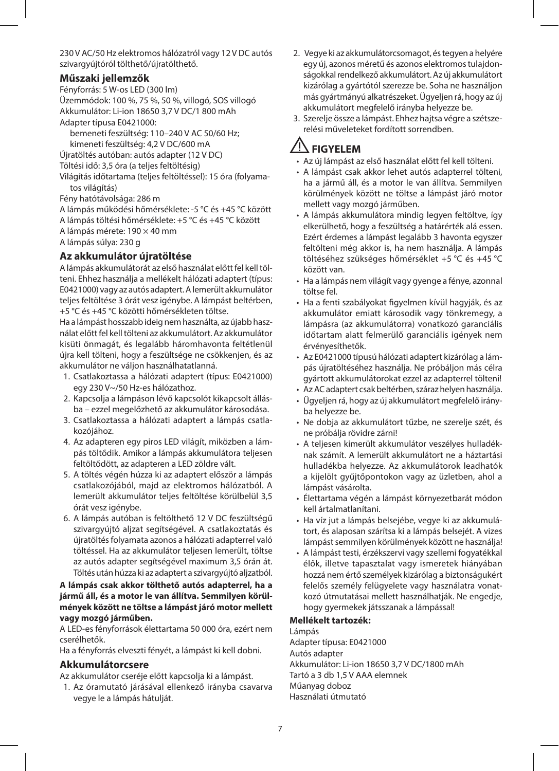230 V AC/50 Hz elektromos hálózatról vagy 12 V DC autós szivargyújtóról tölthető/újratölthető.

### Műszaki jellemzők

Fényforrás: 5 W-os LED (300 lm)
Üzemmódok: 100 %, 75 %, 50 %, villogó, SOS villogó
Akkumulátor: Li-ion 18650 3,7 V DC/1 800 mAh
Adapter típusa E0421000:
bemeneti feszültség: 110–240 V AC 50/60 Hz;
kimeneti feszültség: 4,2 V DC/600 mA
Újratöltés autóban: autós adapter (12 V DC)
Töltési idő: 3,5 óra (a teljes feltöltésig)
Világítás időtartama (teljes feltöltéssel): 15 óra (folyamatos világítás)
Fény hatótávolsága: 286 m
A lámpás működési hőmérséklete: -5 °C és +45 °C között
A lámpás töltési hőmérséklete: +5 °C és +45 °C között
A lámpás mérete: 190 × 40 mm
A lámpás súlya: 230 g

### Az akkumulátor újratöltése

A lámpás akkumulátorát az első használat előtt fel kell tölteni. Ehhez használja a mellékelt hálózati adaptert (típus: E0421000) vagy az autós adaptert. A lemerült akkumulátor teljes feltöltése 3 órát vesz igénybe. A lámpást beltérben, +5 °C és +45 °C közötti hőmérsékleten töltse.

Ha a lámpást hosszabb ideig nem használta, az újabb használat előtt fel kell tölteni az akkumulátort. Az akkumulátor kisüti önmagát, és legalább háromhavonta feltétlenül újra kell tölteni, hogy a feszültsége ne csökkenjen, és az akkumulátor ne váljon használhatatlanná.

1. Csatlakoztassa a hálózati adaptert (típus: E0421000) egy 230 V~/50 Hz-es hálózathoz.
2. Kapcsolja a lámpáson lévő kapcsolót kikapcsolt állásba – ezzel megelőzhető az akkumulátor károsodása.
3. Csatlakoztassa a hálózati adaptert a lámpás csatlakozójához.
4. Az adapteren egy piros LED világít, miközben a lámpás töltődik. Amikor a lámpás akkumulátora teljesen feltöltődött, az adapteren a LED zöldre vált.
5. A töltés végén húzza ki az adaptert először a lámpás csatlakozójából, majd az elektromos hálózatból. A lemerült akkumulátor teljes feltöltése körülbelül 3,5 órát vesz igénybe.
6. A lámpás autóban is feltölthető 12 V DC feszültségű szivargyújtó aljzat segítségével. A csatlakoztatás és újratöltés folyamata azonos a hálózati adapterrel való töltéssel. Ha az akkumulátor teljesen lemerült, töltse az autós adapter segítségével maximum 3,5 órán át. Töltés után húzza ki az adaptert a szivargyújtó aljzatból.

**A lámpás csak akkor tölthető autós adapterrel, ha a jármű áll, és a motor le van állítva. Semmilyen körülmények között ne töltse a lámpást járó motor mellett vagy mozgó járműben.**

A LED-es fényforrások élettartama 50 000 óra, ezért nem cserélhetők.

Ha a fényforrás elveszti fényét, a lámpást ki kell dobni.

### Akkumulátorcsere

Az akkumulátor cseréje előtt kapcsolja ki a lámpást.

1. Az óramutató járásával ellenkező irányba csavarva vegye le a lámpás hátulját.
2. Vegye ki az akkumulátorcsomagot, és tegyen a helyére egy új, azonos méretű és azonos elektromos tulajdonságokkal rendelkező akkumulátort. Az új akkumulátort kizárólag a gyártótól szerezze be. Soha ne használjon más gyártmányú alkatrészeket. Ügyeljen rá, hogy az új akkumulátort megfelelő irányba helyezze be.
3. Szerelje össze a lámpást. Ehhez hajtsa végre a szétszerelési műveleteket fordított sorrendben.

### ⚠ FIGYELEM

- Az új lámpást az első használat előtt fel kell tölteni.
- A lámpást csak akkor lehet autós adapterrel tölteni, ha a jármű áll, és a motor le van állítva. Semmilyen körülmények között ne töltse a lámpást járó motor mellett vagy mozgó járműben.
- A lámpás akkumulátora mindig legyen feltöltve, így elkerülhető, hogy a feszültség a határérték alá essen. Ezért érdemes a lámpást legalább 3 havonta egyszer feltölteni még akkor is, ha nem használja. A lámpás töltéséhez szükséges hőmérséklet +5 °C és +45 °C között van.
- Ha a lámpás nem világít vagy gyenge a fénye, azonnal töltse fel.
- Ha a fenti szabályokat figyelmen kívül hagyják, és az akkumulátor emiatt károsodik vagy tönkremegy, a lámpásra (az akkumulátorra) vonatkozó garanciális időtartam alatt felmerülő garanciális igények nem érvényesíthetők.
- Az E0421000 típusú hálózati adaptert kizárólag a lámpás újratöltéséhez használja. Ne próbáljon más célra gyártott akkumulátorokat ezzel az adapterrel tölteni!
- Az AC adaptert csak beltérben, száraz helyen használja.
- Ügyeljen rá, hogy az új akkumulátort megfelelő irányba helyezze be.
- Ne dobja az akkumulátort tűzbe, ne szerelje szét, és ne próbálja rövidre zárni!
- A teljesen kimerült akkumulátor veszélyes hulladéknak számít. A lemerült akkumulátort ne a háztartási hulladékba helyezze. Az akkumulátorok leadhatók a kijelölt gyűjtőpontokon vagy az üzletben, ahol a lámpást vásárolta.
- Élettartama végén a lámpást környezetbarát módon kell ártalmatlanítani.
- Ha víz jut a lámpás belsejébe, vegye ki az akkumulátort, és alaposan szárítsa ki a lámpás belsejét. A vizes lámpást semmilyen körülmények között ne használja!
- A lámpást testi, érzékszervi vagy szellemi fogyatékkal élők, illetve tapasztalat vagy ismeretek hiányában hozzá nem értő személyek kizárólag a biztonságukért felelős személy felügyelete vagy használatra vonatkozó útmutatásai mellett használhatják. Ne engedje, hogy gyermekek játsszanak a lámpással!

**Mellékelt tartozék:**

Lámpás
Adapter típusa: E0421000
Autós adapter
Akkumulátor: Li-ion 18650 3,7 V DC/1800 mAh
Tartó a 3 db 1,5 V AAA elemnek
Műanyag doboz
Használati útmutató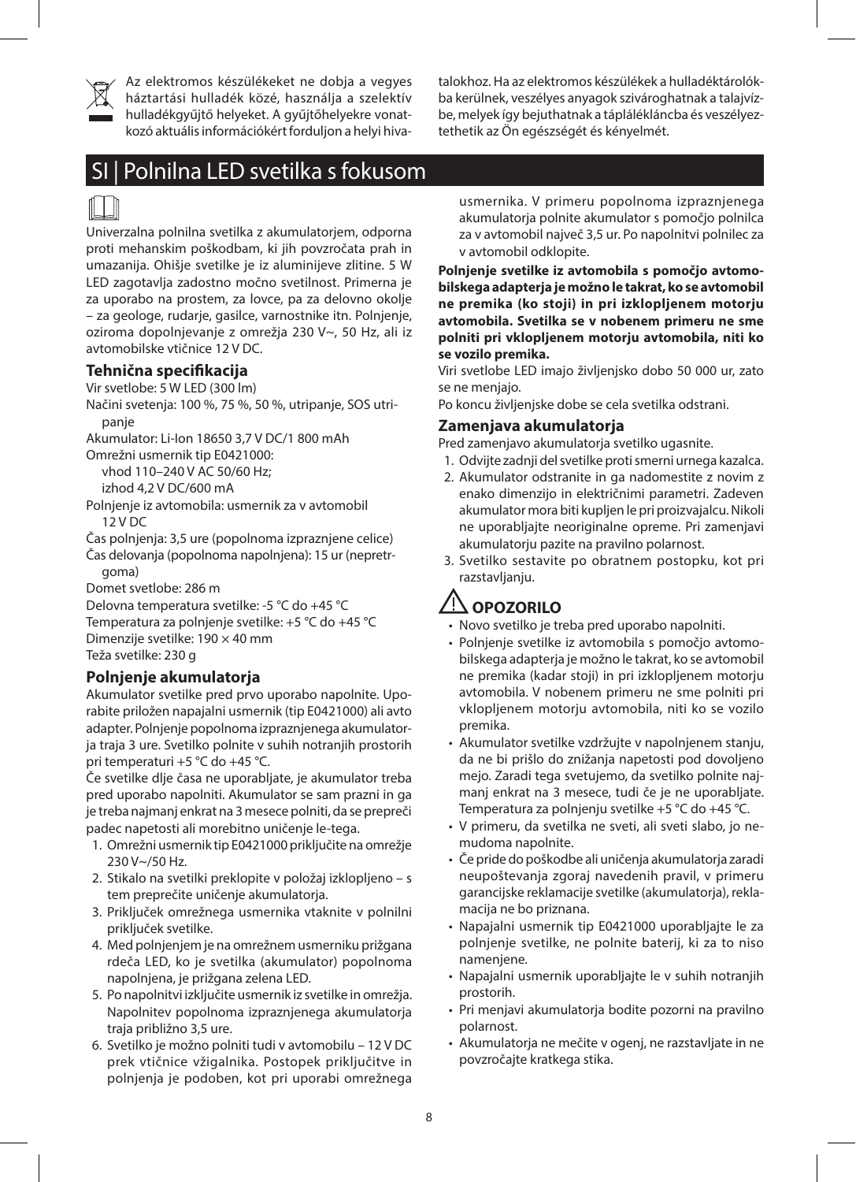Az elektromos készülékeket ne dobja a vegyes háztartási hulladék közé, használja a szelektív hulladékgyűjtő helyeket. A gyűjtőhelyekre vonatkozó aktuális információkért forduljon a helyi hivatalokhoz. Ha az elektromos készülékek a hulladéktárolókba kerülnek, veszélyes anyagok szivároghatnak a talajvízbe, melyek így bejuthatnak a táplálékláncba és veszélyeztethetik az Ön egészségét és kényelmét.

# SI | Polnilna LED svetilka s fokusom

Univerzalna polnilna svetilka z akumulatorjem, odporna proti mehanskim poškodbam, ki jih povzročata prah in umazanija. Ohišje svetilke je iz aluminijeve zlitine. 5 W LED zagotavlja zadostno močno svetilnost. Primerna je za uporabo na prostem, za lovce, pa za delovno okolje – za geologe, rudarje, gasilce, varnostnike itn. Polnjenje, oziroma dopolnjevanje z omrežja 230 V~, 50 Hz, ali iz avtomobilske vtičnice 12 V DC.

## Tehnična specifikacija

Vir svetlobe: 5 W LED (300 lm)

Načini svetenja: 100 %, 75 %, 50 %, utripanje, SOS utripanje

Akumulator: Li-Ion 18650 3,7 V DC/1 800 mAh

Omrežni usmernik tip E0421000:
vhod 110–240 V AC 50/60 Hz;
izhod 4,2 V DC/600 mA

Polnjenje iz avtomobila: usmernik za v avtomobil 12 V DC

Čas polnjenja: 3,5 ure (popolnoma izpraznjene celice)

Čas delovanja (popolnoma napolnjena): 15 ur (nepretrgoma)

Domet svetlobe: 286 m

Delovna temperatura svetilke: -5 °C do +45 °C

Temperatura za polnjenje svetilke: +5 °C do +45 °C

Dimenzije svetilke: 190 × 40 mm

Teža svetilke: 230 g

## Polnjenje akumulatorja

Akumulator svetilke pred prvo uporabo napolnite. Uporabite priložen napajalni usmernik (tip E0421000) ali avto adapter. Polnjenje popolnoma izpraznjenega akumulatorja traja 3 ure. Svetilko polnite v suhih notranjih prostorih pri temperaturi +5 °C do +45 °C.

Če svetilke dlje časa ne uporabljate, je akumulator treba pred uporabo napolniti. Akumulator se sam prazni in ga je treba najmanj enkrat na 3 mesece polniti, da se prepreči padec napetosti ali morebitno uničenje le-tega.

1. Omrežni usmernik tip E0421000 priključite na omrežje 230 V~/50 Hz.
2. Stikalo na svetilki preklopite v položaj izklopljeno – s tem preprečite uničenje akumulatorja.
3. Priključek omrežnega usmernika vtaknite v polnilni priključek svetilke.
4. Med polnjenjem je na omrežnem usmerniku prižgana rdeča LED, ko je svetilka (akumulator) popolnoma napolnjena, je prižgana zelena LED.
5. Po napolnitvi izključite usmernik iz svetilke in omrežja. Napolnitev popolnoma izpraznjenega akumulatorja traja približno 3,5 ure.
6. Svetilko je možno polniti tudi v avtomobilu – 12 V DC prek vtičnice vžigalnika. Postopek priključitve in polnjenja je podoben, kot pri uporabi omrežnega usmernika. V primeru popolnoma izpraznjenega akumulatorja polnite akumulator s pomočjo polnilca za v avtomobil največ 3,5 ur. Po napolnitvi polnilec za v avtomobil odklopite.

**Polnjenje svetilke iz avtomobila s pomočjo avtomobilskega adapterja je možno le takrat, ko se avtomobil ne premika (ko stoji) in pri izklopljenem motorju avtomobila. Svetilka se v nobenem primeru ne sme polniti pri vklopljenem motorju avtomobila, niti ko se vozilo premika.**

Viri svetlobe LED imajo življenjsko dobo 50 000 ur, zato se ne menjajo.

Po koncu življenjske dobe se cela svetilka odstrani.

## Zamenjava akumulatorja

Pred zamenjavo akumulatorja svetilko ugasnite.

1. Odvijte zadnji del svetilke proti smerni urnega kazalca.
2. Akumulator odstranite in ga nadomestite z novim z enako dimenzijo in električnimi parametri. Zadeven akumulator mora biti kupljen le pri proizvajalcu. Nikoli ne uporabljajte neoriginalne opreme. Pri zamenjavi akumulatorju pazite na pravilno polarnost.
3. Svetilko sestavite po obratnem postopku, kot pri razstavljanju.

## OPOZORILO

- Novo svetilko je treba pred uporabo napolniti.
- Polnjenje svetilke iz avtomobila s pomočjo avtomobilskega adapterja je možno le takrat, ko se avtomobil ne premika (kadar stoji) in pri izklopljenem motorju avtomobila. V nobenem primeru ne sme polniti pri vklopljenem motorju avtomobila, niti ko se vozilo premika.
- Akumulator svetilke vzdržujte v napolnjenem stanju, da ne bi prišlo do znižanja napetosti pod dovoljeno mejo. Zaradi tega svetujemo, da svetilko polnite najmanj enkrat na 3 mesece, tudi če je ne uporabljate. Temperatura za polnjenju svetilke +5 °C do +45 °C.
- V primeru, da svetilka ne sveti, ali sveti slabo, jo nemudoma napolnite.
- Če pride do poškodbe ali uničenja akumulatorja zaradi neupoštevanja zgoraj navedenih pravil, v primeru garancijske reklamacije svetilke (akumulatorja), reklamacija ne bo priznana.
- Napajalni usmernik tip E0421000 uporabljajte le za polnjenje svetilke, ne polnite baterij, ki za to niso namenjene.
- Napajalni usmernik uporabljajte le v suhih notranjih prostorih.
- Pri menjavi akumulatorja bodite pozorni na pravilno polarnost.
- Akumulatorja ne mečite v ogenj, ne razstavljate in ne povzročajte kratkega stika.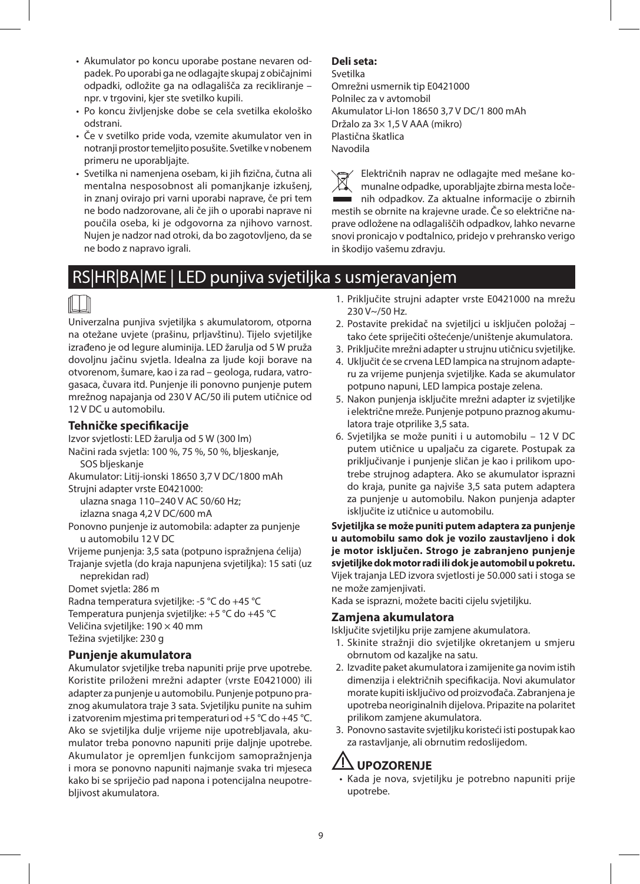- Akumulator po koncu uporabe postane nevaren odpadek. Po uporabi ga ne odlagajte skupaj z običajnimi odpadki, odložite ga na odlagališča za recikliranje – npr. v trgovini, kjer ste svetilko kupili.
- Po koncu življenjske dobe se cela svetilka ekološko odstrani.
- Če v svetilko pride voda, vzemite akumulator ven in notranji prostor temeljito posušite. Svetilke v nobenem primeru ne uporabljajte.
- Svetilka ni namenjena osebam, ki jih fizična, čutna ali mentalna nesposobnost ali pomanjkanje izkušenj, in znanj ovirajo pri varni uporabi naprave, če pri tem ne bodo nadzorovane, ali če jih o uporabi naprave ni poučila oseba, ki je odgovorna za njihovo varnost. Nujen je nadzor nad otroki, da bo zagotovljeno, da se ne bodo z napravo igrali.

**Deli seta:**
Svetilka
Omrežni usmernik tip E0421000
Polnilec za v avtomobil
Akumulator Li-Ion 18650 3,7 V DC/1 800 mAh
Držalo za 3× 1,5 V AAA (mikro)
Plastična škatlica
Navodila

Električnih naprav ne odlagajte med mešane komunalne odpadke, uporabljajte zbirna mesta ločenih odpadkov. Za aktualne informacije o zbirnih mestih se obrnite na krajevne urade. Če so električne naprave odložene na odlagališčih odpadkov, lahko nevarne snovi pronicajo v podtalnico, pridejo v prehransko verigo in škodijo vašemu zdravju.

# RS|HR|BA|ME | LED punjiva svjetiljka s usmjeravanjem

Univerzalna punjiva svjetiljka s akumulatorom, otporna na otežane uvjete (prašinu, prljavštinu). Tijelo svjetiljke izrađeno je od legure aluminija. LED žarulja od 5 W pruža dovoljnu jačinu svjetla. Idealna za ljude koji borave na otvorenom, šumare, kao i za rad – geologa, rudara, vatrogasaca, čuvara itd. Punjenje ili ponovno punjenje putem mrežnog napajanja od 230 V AC/50 ili putem utičnice od 12 V DC u automobilu.

## Tehničke specifikacije

Izvor svjetlosti: LED žarulja od 5 W (300 lm)
Načini rada svjetla: 100 %, 75 %, 50 %, bljeskanje, SOS bljeskanje
Akumulator: Litij-ionski 18650 3,7 V DC/1800 mAh
Strujni adapter vrste E0421000:
ulazna snaga 110–240 V AC 50/60 Hz;
izlazna snaga 4,2 V DC/600 mA
Ponovno punjenje iz automobila: adapter za punjenje u automobilu 12 V DC
Vrijeme punjenja: 3,5 sata (potpuno ispražnjena ćelija)
Trajanje svjetla (do kraja napunjena svjetiljka): 15 sati (uz neprekidan rad)
Domet svjetla: 286 m
Radna temperatura svjetiljke: -5 °C do +45 °C
Temperatura punjenja svjetiljke: +5 °C do +45 °C
Veličina svjetiljke: 190 × 40 mm
Težina svjetiljke: 230 g

## Punjenje akumulatora

Akumulator svjetiljke treba napuniti prije prve upotrebe. Koristite priloženi mrežni adapter (vrste E0421000) ili adapter za punjenje u automobilu. Punjenje potpuno praznog akumulatora traje 3 sata. Svjetiljku punite na suhim i zatvorenim mjestima pri temperaturi od +5 °C do +45 °C. Ako se svjetiljka dulje vrijeme nije upotrebljavala, akumulator treba ponovno napuniti prije daljnje upotrebe. Akumulator je opremljen funkcijom samopražnjenja i mora se ponovno napuniti najmanje svaka tri mjeseca kako bi se spriječio pad napona i potencijalna neupotrebljivost akumulatora.

1. Priključite strujni adapter vrste E0421000 na mrežu 230 V~/50 Hz.
2. Postavite prekidač na svjetiljci u isključen položaj – tako ćete spriječiti oštećenje/uništenje akumulatora.
3. Priključite mrežni adapter u strujnu utičnicu svjetiljke.
4. Uključit će se crvena LED lampica na strujnom adapteru za vrijeme punjenja svjetiljke. Kada se akumulator potpuno napuni, LED lampica postaje zelena.
5. Nakon punjenja isključite mrežni adapter iz svjetiljke i električne mreže. Punjenje potpuno praznog akumulatora traje otprilike 3,5 sata.
6. Svjetiljka se može puniti i u automobilu – 12 V DC putem utičnice u upaljaču za cigarete. Postupak za priključivanje i punjenje sličan je kao i prilikom upotrebe strujnog adaptera. Ako se akumulator isprazni do kraja, punite ga najviše 3,5 sata putem adaptera za punjenje u automobilu. Nakon punjenja adapter isključite iz utičnice u automobilu.

**Svjetiljka se može puniti putem adaptera za punjenje u automobilu samo dok je vozilo zaustavljeno i dok je motor isključen. Strogo je zabranjeno punjenje svjetiljke dok motor radi ili dok je automobil u pokretu.**
Vijek trajanja LED izvora svjetlosti je 50.000 sati i stoga se ne može zamjenjivati.
Kada se isprazni, možete baciti cijelu svjetiljku.

## Zamjena akumulatora

Isključite svjetiljku prije zamjene akumulatora.

1. Skinite stražnji dio svjetiljke okretanjem u smjeru obrnutom od kazaljke na satu.
2. Izvadite paket akumulatora i zamijenite ga novim istih dimenzija i električnih specifikacija. Novi akumulator morate kupiti isključivo od proizvođača. Zabranjena je upotreba neoriginalnih dijelova. Pripazite na polaritet prilikom zamjene akumulatora.
3. Ponovno sastavite svjetiljku koristeći isti postupak kao za rastavljanje, ali obrnutim redoslijedom.

## UPOZORENJE

- Kada je nova, svjetiljku je potrebno napuniti prije upotrebe.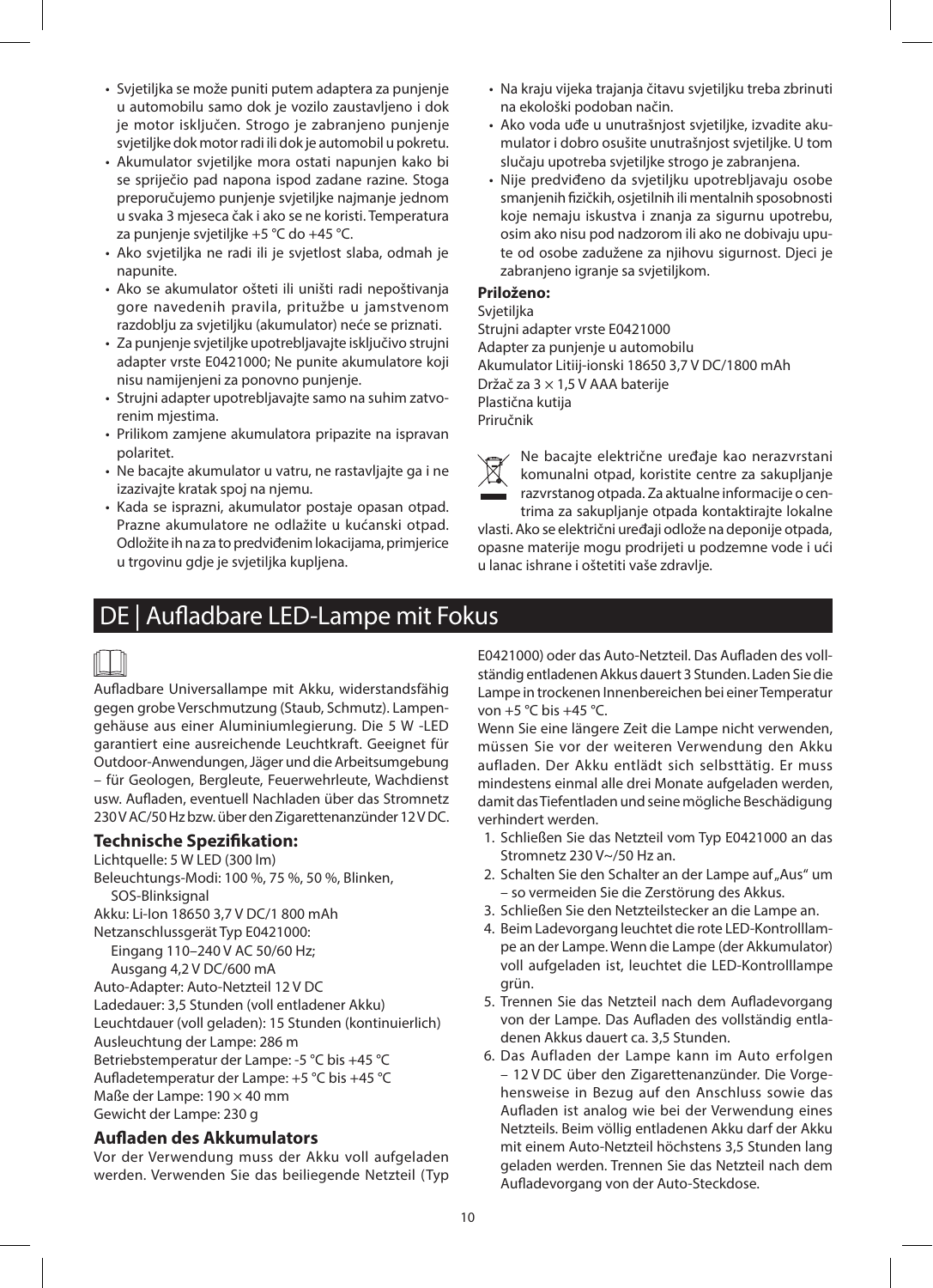- Svjetiljka se može puniti putem adaptera za punjenje u automobilu samo dok je vozilo zaustavljeno i dok je motor isključen. Strogo je zabranjeno punjenje svjetiljke dok motor radi ili dok je automobil u pokretu.
- Akumulator svjetiljke mora ostati napunjen kako bi se spriječio pad napona ispod zadane razine. Stoga preporučujemo punjenje svjetiljke najmanje jednom u svaka 3 mjeseca čak i ako se ne koristi. Temperatura za punjenje svjetiljke +5 °C do +45 °C.
- Ako svjetiljka ne radi ili je svjetlost slaba, odmah je napunite.
- Ako se akumulator ošteti ili uništi radi nepoštivanja gore navedenih pravila, pritužbe u jamstvenom razdoblju za svjetiljku (akumulator) neće se priznati.
- Za punjenje svjetiljke upotrebljavajte isključivo strujni adapter vrste E0421000; Ne punite akumulatore koji nisu namijenjeni za ponovno punjenje.
- Strujni adapter upotrebljavajte samo na suhim zatvorenim mjestima.
- Prilikom zamjene akumulatora pripazite na ispravan polaritet.
- Ne bacajte akumulator u vatru, ne rastavljajte ga i ne izazivajte kratak spoj na njemu.
- Kada se isprazni, akumulator postaje opasan otpad. Prazne akumulatore ne odlažite u kućanski otpad. Odložite ih na za to predviđenim lokacijama, primjerice u trgovinu gdje je svjetiljka kupljena.
- Na kraju vijeka trajanja čitavu svjetiljku treba zbrinuti na ekološki podoban način.
- Ako voda uđe u unutrašnjost svjetiljke, izvadite akumulator i dobro osušite unutrašnjost svjetiljke. U tom slučaju upotreba svjetiljke strogo je zabranjena.
- Nije predviđeno da svjetiljku upotrebljavaju osobe smanjenih fizičkih, osjetilnih ili mentalnih sposobnosti koje nemaju iskustva i znanja za sigurnu upotrebu, osim ako nisu pod nadzorom ili ako ne dobivaju upute od osobe zadužene za njihovu sigurnost. Djeci je zabranjeno igranje sa svjetiljkom.

**Priloženo:**
Svjetiljka
Strujni adapter vrste E0421000
Adapter za punjenje u automobilu
Akumulator Litiij-ionski 18650 3,7 V DC/1800 mAh
Držač za 3 × 1,5 V AAA baterije
Plastična kutija
Priručnik

Ne bacajte električne uređaje kao nerazvrstani komunalni otpad, koristite centre za sakupljanje razvrstanog otpada. Za aktualne informacije o centrima za sakupljanje otpada kontaktirajte lokalne vlasti. Ako se električni uređaji odlože na deponije otpada, opasne materije mogu prodrijeti u podzemne vode i ući u lanac ishrane i oštetiti vaše zdravlje.

# DE | Aufladbare LED-Lampe mit Fokus

Aufladbare Universallampe mit Akku, widerstandsfähig gegen grobe Verschmutzung (Staub, Schmutz). Lampengehäuse aus einer Aluminiumlegierung. Die 5 W -LED garantiert eine ausreichende Leuchtkraft. Geeignet für Outdoor-Anwendungen, Jäger und die Arbeitsumgebung – für Geologen, Bergleute, Feuerwehrleute, Wachdienst usw. Aufladen, eventuell Nachladen über das Stromnetz 230 V AC/50 Hz bzw. über den Zigarettenanzünder 12 V DC.

### Technische Spezifikation:

Lichtquelle: 5 W LED (300 lm)
Beleuchtungs-Modi: 100 %, 75 %, 50 %, Blinken, SOS-Blinksignal
Akku: Li-Ion 18650 3,7 V DC/1 800 mAh
Netzanschlussgerät Typ E0421000:
Eingang 110–240 V AC 50/60 Hz;
Ausgang 4,2 V DC/600 mA
Auto-Adapter: Auto-Netzteil 12 V DC
Ladedauer: 3,5 Stunden (voll entladener Akku)
Leuchtdauer (voll geladen): 15 Stunden (kontinuierlich)
Ausleuchtung der Lampe: 286 m
Betriebstemperatur der Lampe: -5 °C bis +45 °C
Aufladetemperatur der Lampe: +5 °C bis +45 °C
Maße der Lampe: 190 × 40 mm
Gewicht der Lampe: 230 g

### Aufladen des Akkumulators

Vor der Verwendung muss der Akku voll aufgeladen werden. Verwenden Sie das beiliegende Netzteil (Typ E0421000) oder das Auto-Netzteil. Das Aufladen des vollständig entladenen Akkus dauert 3 Stunden. Laden Sie die Lampe in trockenen Innenbereichen bei einer Temperatur von +5 °C bis +45 °C.

Wenn Sie eine längere Zeit die Lampe nicht verwenden, müssen Sie vor der weiteren Verwendung den Akku aufladen. Der Akku entlädt sich selbsttätig. Er muss mindestens einmal alle drei Monate aufgeladen werden, damit das Tiefentladen und seine mögliche Beschädigung verhindert werden.

1. Schließen Sie das Netzteil vom Typ E0421000 an das Stromnetz 230 V~/50 Hz an.
2. Schalten Sie den Schalter an der Lampe auf „Aus" um – so vermeiden Sie die Zerstörung des Akkus.
3. Schließen Sie den Netzteilstecker an die Lampe an.
4. Beim Ladevorgang leuchtet die rote LED-Kontrolllampe an der Lampe. Wenn die Lampe (der Akkumulator) voll aufgeladen ist, leuchtet die LED-Kontrolllampe grün.
5. Trennen Sie das Netzteil nach dem Aufladevorgang von der Lampe. Das Aufladen des vollständig entladenen Akkus dauert ca. 3,5 Stunden.
6. Das Aufladen der Lampe kann im Auto erfolgen – 12 V DC über den Zigarettenanzünder. Die Vorgehensweise in Bezug auf den Anschluss sowie das Aufladen ist analog wie bei der Verwendung eines Netzteils. Beim völlig entladenen Akku darf der Akku mit einem Auto-Netzteil höchstens 3,5 Stunden lang geladen werden. Trennen Sie das Netzteil nach dem Aufladevorgang von der Auto-Steckdose.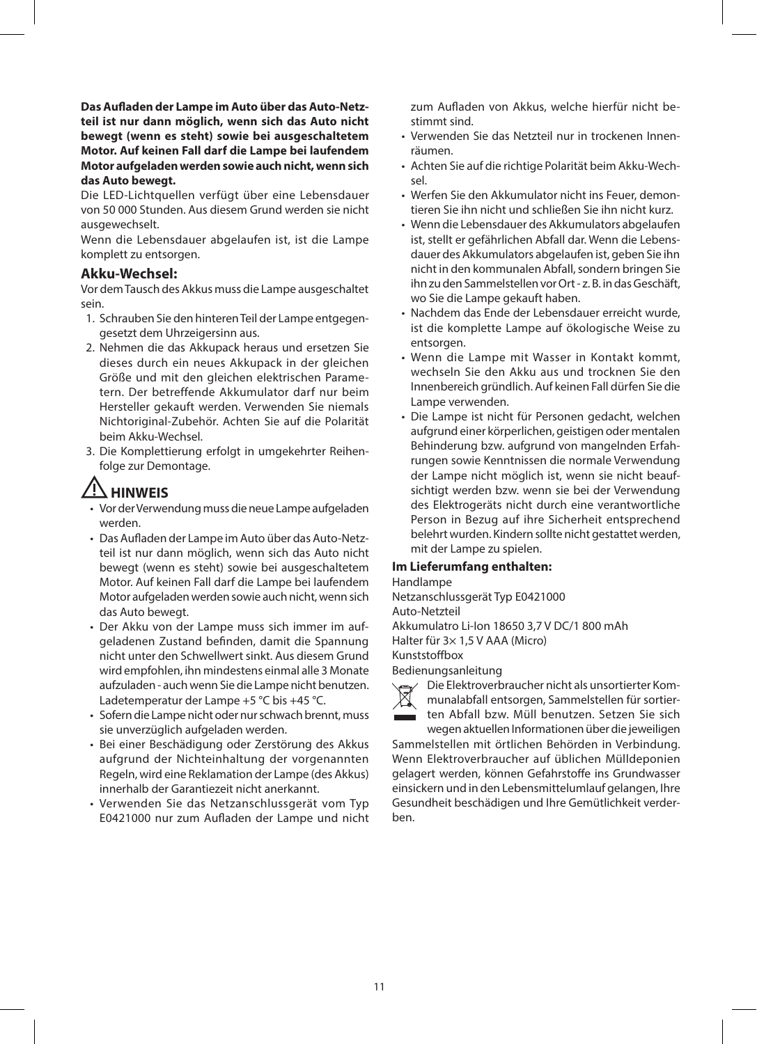**Das Aufladen der Lampe im Auto über das Auto-Netzteil ist nur dann möglich, wenn sich das Auto nicht bewegt (wenn es steht) sowie bei ausgeschaltetem Motor. Auf keinen Fall darf die Lampe bei laufendem Motor aufgeladen werden sowie auch nicht, wenn sich das Auto bewegt.**

Die LED-Lichtquellen verfügt über eine Lebensdauer von 50 000 Stunden. Aus diesem Grund werden sie nicht ausgewechselt.

Wenn die Lebensdauer abgelaufen ist, ist die Lampe komplett zu entsorgen.

### Akku-Wechsel:

Vor dem Tausch des Akkus muss die Lampe ausgeschaltet sein.

1. Schrauben Sie den hinteren Teil der Lampe entgegengesetzt dem Uhrzeigersinn aus.
2. Nehmen die das Akkupack heraus und ersetzen Sie dieses durch ein neues Akkupack in der gleichen Größe und mit den gleichen elektrischen Parametern. Der betreffende Akkumulator darf nur beim Hersteller gekauft werden. Verwenden Sie niemals Nichtoriginal-Zubehör. Achten Sie auf die Polarität beim Akku-Wechsel.
3. Die Komplettierung erfolgt in umgekehrter Reihenfolge zur Demontage.

### ⚠ HINWEIS

- Vor der Verwendung muss die neue Lampe aufgeladen werden.
- Das Aufladen der Lampe im Auto über das Auto-Netzteil ist nur dann möglich, wenn sich das Auto nicht bewegt (wenn es steht) sowie bei ausgeschaltetem Motor. Auf keinen Fall darf die Lampe bei laufendem Motor aufgeladen werden sowie auch nicht, wenn sich das Auto bewegt.
- Der Akku von der Lampe muss sich immer im aufgeladenen Zustand befinden, damit die Spannung nicht unter den Schwellwert sinkt. Aus diesem Grund wird empfohlen, ihn mindestens einmal alle 3 Monate aufzuladen - auch wenn Sie die Lampe nicht benutzen. Ladetemperatur der Lampe +5 °C bis +45 °C.
- Sofern die Lampe nicht oder nur schwach brennt, muss sie unverzüglich aufgeladen werden.
- Bei einer Beschädigung oder Zerstörung des Akkus aufgrund der Nichteinhaltung der vorgenannten Regeln, wird eine Reklamation der Lampe (des Akkus) innerhalb der Garantiezeit nicht anerkannt.
- Verwenden Sie das Netzanschlussgerät vom Typ E0421000 nur zum Aufladen der Lampe und nicht zum Aufladen von Akkus, welche hierfür nicht bestimmt sind.
- Verwenden Sie das Netzteil nur in trockenen Innenräumen.
- Achten Sie auf die richtige Polarität beim Akku-Wechsel.
- Werfen Sie den Akkumulator nicht ins Feuer, demontieren Sie ihn nicht und schließen Sie ihn nicht kurz.
- Wenn die Lebensdauer des Akkumulators abgelaufen ist, stellt er gefährlichen Abfall dar. Wenn die Lebensdauer des Akkumulators abgelaufen ist, geben Sie ihn nicht in den kommunalen Abfall, sondern bringen Sie ihn zu den Sammelstellen vor Ort - z. B. in das Geschäft, wo Sie die Lampe gekauft haben.
- Nachdem das Ende der Lebensdauer erreicht wurde, ist die komplette Lampe auf ökologische Weise zu entsorgen.
- Wenn die Lampe mit Wasser in Kontakt kommt, wechseln Sie den Akku aus und trocknen Sie den Innenbereich gründlich. Auf keinen Fall dürfen Sie die Lampe verwenden.
- Die Lampe ist nicht für Personen gedacht, welchen aufgrund einer körperlichen, geistigen oder mentalen Behinderung bzw. aufgrund von mangelnden Erfahrungen sowie Kenntnissen die normale Verwendung der Lampe nicht möglich ist, wenn sie nicht beaufsichtigt werden bzw. wenn sie bei der Verwendung des Elektrogeräts nicht durch eine verantwortliche Person in Bezug auf ihre Sicherheit entsprechend belehrt wurden. Kindern sollte nicht gestattet werden, mit der Lampe zu spielen.

**Im Lieferumfang enthalten:**

Handlampe
Netzanschlussgerät Typ E0421000
Auto-Netzteil
Akkumulatro Li-Ion 18650 3,7 V DC/1 800 mAh
Halter für 3× 1,5 V AAA (Micro)
Kunststoffbox
Bedienungsanleitung

Die Elektroverbraucher nicht als unsortierter Kommunalabfall entsorgen, Sammelstellen für sortierten Abfall bzw. Müll benutzen. Setzen Sie sich wegen aktuellen Informationen über die jeweiligen Sammelstellen mit örtlichen Behörden in Verbindung. Wenn Elektroverbraucher auf üblichen Mülldeponien gelagert werden, können Gefahrstoffe ins Grundwasser einsickern und in den Lebensmittelumlauf gelangen, Ihre Gesundheit beschädigen und Ihre Gemütlichkeit verderben.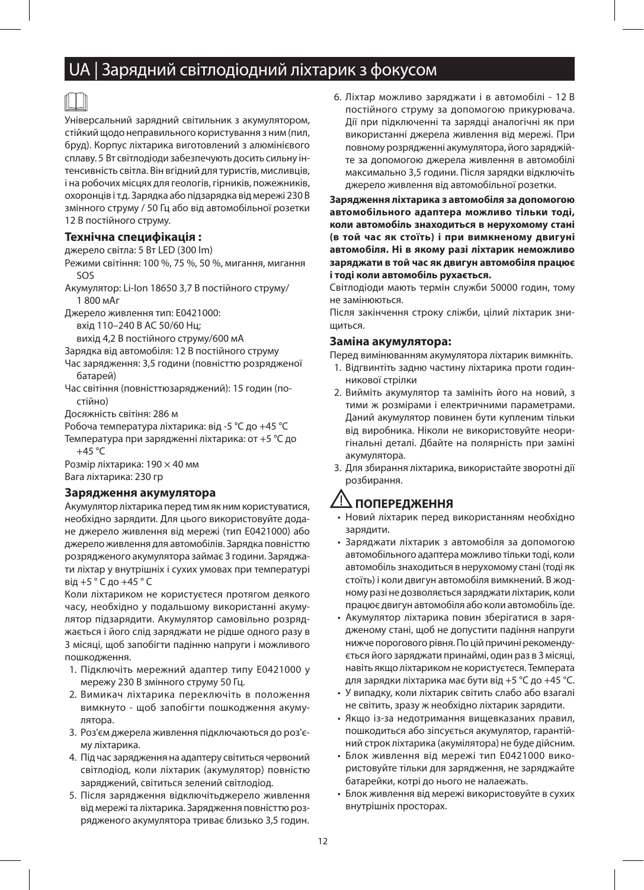# UA | Зарядний світлодіодний ліхтарик з фокусом

Універсальний зарядний світильник з акумулятором, стійкий щодо неправильного користування з ним (пил, бруд). Корпус ліхтарика виготовлений з алюмінієвого сплаву. 5 Вт світлодіоди забезпечують досить сильну інтенсивність світла. Він вгідний для туристів, мисливців, і на робочих місцях для геологів, гірників, пожежників, охоронців і т.д. Зарядка або підзарядка від мережі 230 В змінного струму / 50 Гц або від автомобільної розетки 12 В постійного струму.

### Технічна специфікація :

джерело світла: 5 Вт LED (300 lm)
Режими світіння: 100 %, 75 %, 50 %, мигання, мигання SOS
Акумулятор: Li-Ion 18650 3,7 В постійного струму/ 1 800 мАг
Джерело живлення тип: E0421000:
вхід 110–240 В AC 50/60 Нц;
вихід 4,2 В постійного струму/600 мА
Зарядка від автомобіля: 12 В постійного струму
Час зарядження: 3,5 години (повністтю розрядженої батарей)
Час світіння (повністтюзаряджений): 15 годин (постійно)
Досяжність світіня: 286 м
Робоча температура ліхтарика: від -5 °C до +45 °C
Температура при зарядженні ліхтарика: от +5 °C до +45 °C
Розмір ліхтарика: 190 × 40 мм
Вага ліхтарика: 230 гр

### Зарядження акумулятора

Акумулятор ліхтарика перед тим як ним користуватися, необхідно зарядити. Для цього використовуйте додане джерело живлення від мережі (тип E0421000) або джерело живлення для автомобілів. Зарядка повністтю розрядженого акумулятора займає 3 години. Заряджати ліхтар у внутрішніх і сухих умовах при температурі від +5 ° C до +45 ° C

Коли ліхтариком не користуєтеся протягом деякого часу, необхідно у подальшому використанні акумулятор підзарядити. Акумулятор самовільно розряджається і його слід заряджати не рідше одного разу в 3 місяці, щоб запобігти падінню напруги і можливого пошкодження.

1. Підключіть мережний адаптер типу E0421000 у мережу 230 В змінного струму 50 Гц.
2. Вимикач ліхтарика переключіть в положення вимкнуто - щоб запобігти пошкодження акумулятора.
3. Роз'єм джерела живлення підключаються до роз'єму ліхтарика.
4. Під час зарядження на адаптеру світиться червоний світлодіод, коли ліхтарик (акумулятор) повністю заряджений, світиться зелений світлодіод.
5. Після зарядження відключітьджерело живлення від мережі та ліхтарика. Зарядження повністтю розрядженого акумулятора триває близько 3,5 годин.
6. Ліхтар можливо заряджати і в автомобілі - 12 В постійного струму за допомогою прикурювача. Дії при підключенні та зарядці аналогічні як при використанні джерела живлення від мережі. При повному розрядженні акумулятора, його заряджійте за допомогою джерела живлення в автомобілі максимально 3,5 години. Після зарядки відключіть джерело живлення від автомобільної розетки.

**Зарядження ліхтарика з автомобіля за допомогою автомобільного адаптера можливо тільки тоді, коли автомобіль знаходиться в нерухомому стані (в той час як стоїть) і при вимкненому двигуні автомобіля. Ні в якому разі ліхтарик неможливо заряджати в той час як двигун автомобіля працює і тоді коли автомобіль рухається.**

Світлодіоди мають термін служби 50000 годин, тому не замінюються.

Після закінчення строку сліжби, цілий ліхтарик знищиться.

### Заміна акумулятора:

Перед вимінюванням акумулятора ліхтарик вимкніть.

1. Відгвинтіть задню частину ліхтарика проти годинникової стрілки
2. Вийміть акумулятор та замініть його на новий, з тими ж розмірами і електричними параметрами. Даний акумулятор повинен бути купленим тільки від виробника. Ніколи не використовуйте неоригінальні деталі. Дбайте на полярність при заміні акумулятора.
3. Для збирання ліхтарика, використайте зворотні дії розбирання.

## ⚠ ПОПЕРЕДЖЕННЯ

- Новий ліхтарик перед використанням необхідно зарядити.
- Заряджати ліхтарик з автомобіля за допомогою автомобільного адаптера можливо тільки тоді, коли автомобіль знаходиться в нерухомому стані (тоді як стоїть) і коли двигун автомобіля вимкнений. В жодному разі не дозволяється заряджати ліхтарик, коли працює двигун автомобіля або коли автомобіль їде.
- Акумулятор ліхтарика повин зберігатися в зарядженому стані, щоб не допустити падіння напруги нижче порогового рівня. По цій причині рекомендується його заряджати принаймі, один раз в 3 місяці, навіть якщо ліхтариком не користуєтеся. Темпера для зарядки ліхтарика має бути від +5 °C до +45 °C.
- У випадку, коли ліхтарик світить слабо або взагалі не світить, зразу ж необхідно ліхтарик зарядити.
- Якщо із-за недотримання вищевказаних правил, пошкодиться або зіпсується акумулятор, гарантійний строк ліхтарика (акумілятора) не буде дійсним.
- Блок живлення від мережі тип E0421000 використовуйте тільки для зарядження, не заряджайте батарейки, котрі до нього не налаежать.
- Блок живлення від мережі використовуйте в сухих внутрішніх просторах.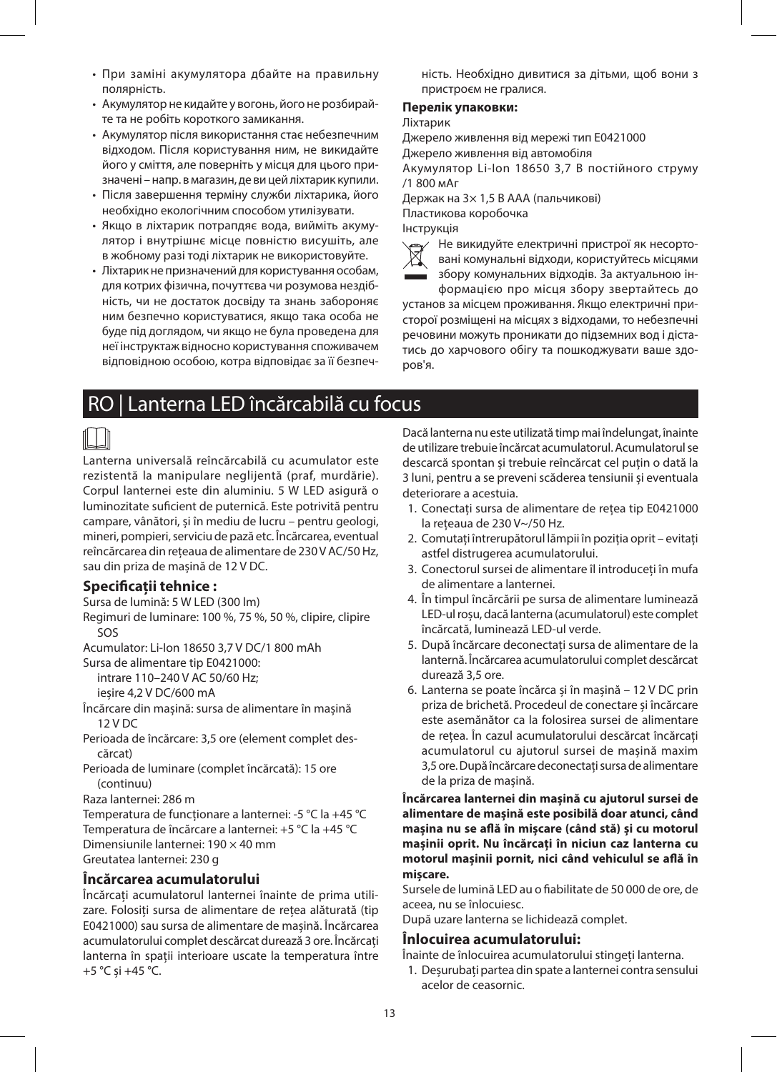- При заміні акумулятора дбайте на правильну полярність.
- Акумулятор не кидайте у вогонь, його не розбирайте та не робіть короткого замикання.
- Акумулятор після використання стає небезпечним відходом. Після користування ним, не викидайте його у сміття, але поверніть у місця для цього призначені – напр. в магазин, де ви цей ліхтарик купили.
- Після завершення терміну служби ліхтарика, його необхідно екологічним способом утилізувати.
- Якщо в ліхтарик потрапляє вода, вийміть акумулятор і внутрішнє місце повністю висушіть, але в жобному разі тоді ліхтарик не використовуйте.
- Ліхтарик не призначений для користування особам, для котрих фізична, почуттєва чи розумова нездібність, чи не достаток досвіду та знань забороняє ним безпечно користуватися, якщо така особа не буде під доглядом, чи якщо не була проведена для неї інструктаж відносно користування споживачем відповідною особою, котра відповідає за її безпечність. Необхідно дивитися за дітьми, щоб вони з пристроєм не гралися.

**Перелік упаковки:**

Ліхтарик
Джерело живлення від мережі тип E0421000
Джерело живлення від автомобіля
Акумулятор Li-Ion 18650 3,7 В постійного струму /1 800 мАг
Держак на 3× 1,5 В AAA (пальчикові)
Пластикова коробочка
Інструкція

Не викидуйте електричні пристрої як несортовані комунальні відходи, користуйтесь місцями збору комунальних відходів. За актуальною інформацією про місця збору звертайтесь до установ за місцем проживання. Якщо електричні присторої розміщені на місцях з відходами, то небезпечні речовини можуть проникати до підземних вод і діставтись до харчового обігу та пошкоджувати ваше здоров'я.

# RO | Lanterna LED încărcabilă cu focus

Lanterna universală reîncărcabilă cu acumulator este rezistentă la manipulare neglijentă (praf, murdărie). Corpul lanternei este din aluminiu. 5 W LED asigură o luminozitate suficient de puternică. Este potrivită pentru campare, vânători, și în mediu de lucru – pentru geologi, mineri, pompieri, serviciu de pază etc. Încărcarea, eventual reîncărcarea din rețeaua de alimentare de 230 V AC/50 Hz, sau din priza de mașină de 12 V DC.

## Specificații tehnice :

Sursa de lumină: 5 W LED (300 lm)
Regimuri de luminare: 100 %, 75 %, 50 %, clipire, clipire SOS
Acumulator: Li-Ion 18650 3,7 V DC/1 800 mAh
Sursa de alimentare tip E0421000:
intrare 110–240 V AC 50/60 Hz;
ieșire 4,2 V DC/600 mA
Încărcare din mașină: sursa de alimentare în mașină 12 V DC
Perioada de încărcare: 3,5 ore (element complet descărcat)
Perioada de luminare (complet încărcată): 15 ore (continuu)
Raza lanternei: 286 m
Temperatura de funcționare a lanternei: -5 °C la +45 °C
Temperatura de încărcare a lanternei: +5 °C la +45 °C
Dimensiunile lanternei: 190 × 40 mm
Greutatea lanternei: 230 g

## Încărcarea acumulatorului

Încărcați acumulatorul lanternei înainte de prima utilizare. Folosiți sursa de alimentare de rețea alăturată (tip E0421000) sau sursa de alimentare de mașină. Încărcarea acumulatorului complet descărcat durează 3 ore. Încărcați lanterna în spații interioare uscate la temperatura între +5 °C și +45 °C.

Dacă lanterna nu este utilizată timp mai îndelungat, înainte de utilizare trebuie încărcat acumulatorul. Acumulatorul se descarcă spontan și trebuie reîncărcat cel puțin o dată la 3 luni, pentru a se preveni scăderea tensiunii și eventuala deteriorare a acestuia.

1. Conectați sursa de alimentare de rețea tip E0421000 la rețeaua de 230 V~/50 Hz.
2. Comutați întrerupătorul lămpii în poziția oprit – evitați astfel distrugerea acumulatorului.
3. Conectorul sursei de alimentare îl introduceți în mufa de alimentare a lanternei.
4. În timpul încărcării pe sursa de alimentare luminează LED-ul roșu, dacă lanterna (acumulatorul) este complet încărcată, luminează LED-ul verde.
5. După încărcare deconectați sursa de alimentare de la lanternă. Încărcarea acumulatorului complet descărcat durează 3,5 ore.
6. Lanterna se poate încărca și în mașină – 12 V DC prin priza de brichetă. Procedeul de conectare și încărcare este asemănător ca la folosirea sursei de alimentare de rețea. În cazul acumulatorului descărcat încărcați acumulatorul cu ajutorul sursei de mașină maxim 3,5 ore. După încărcare deconectați sursa de alimentare de la priza de mașină.

**Încărcarea lanternei din mașină cu ajutorul sursei de alimentare de mașină este posibilă doar atunci, când mașina nu se află în mișcare (când stă) și cu motorul mașinii oprit. Nu încărcați în niciun caz lanterna cu motorul mașinii pornit, nici când vehiculul se află în mișcare.**

Sursele de lumină LED au o fiabilitate de 50 000 de ore, de aceea, nu se înlocuiesc.
După uzare lanterna se lichidează complet.

## Înlocuirea acumulatorului:

Înainte de înlocuirea acumulatorului stingeți lanterna.

1. Deșurubați partea din spate a lanternei contra sensului acelor de ceasornic.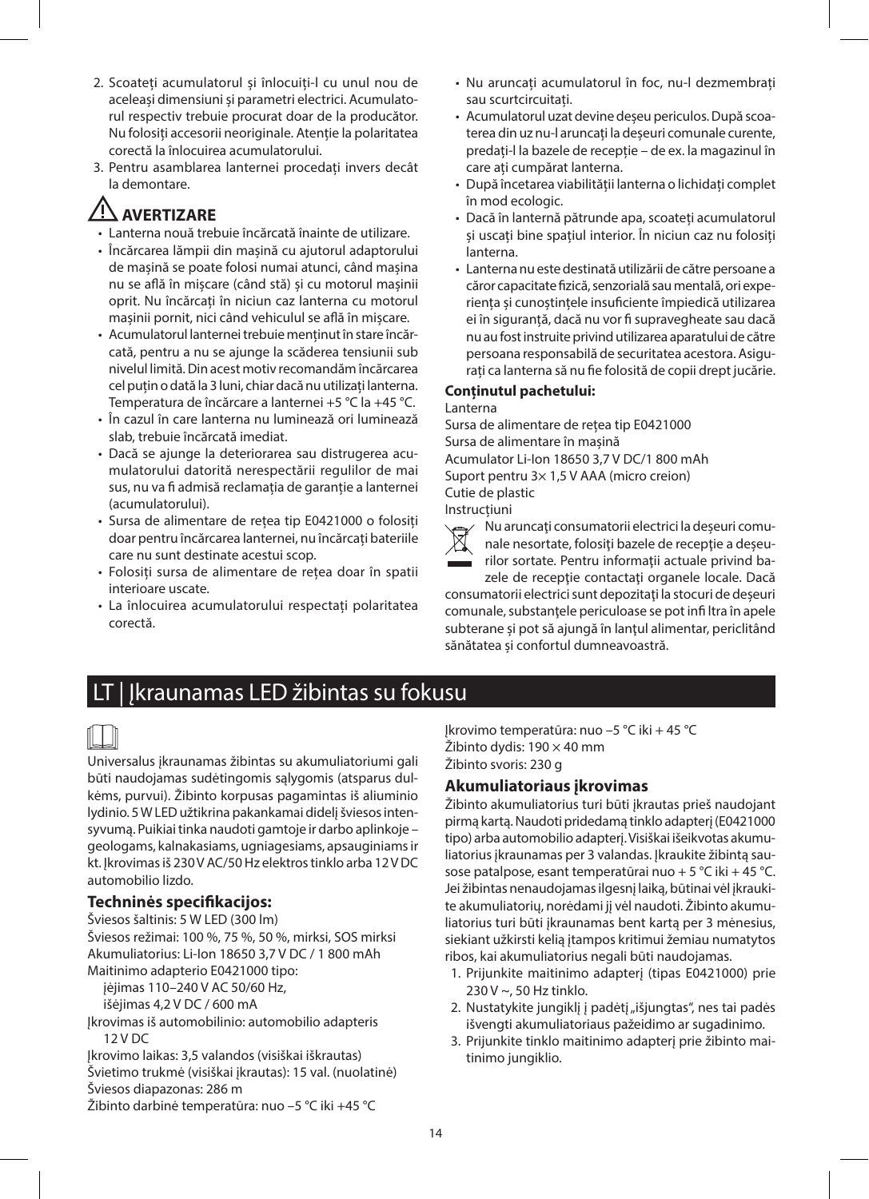2. Scoateți acumulatorul și înlocuiți-l cu unul nou de aceleași dimensiuni și parametri electrici. Acumulatorul respectiv trebuie procurat doar de la producător. Nu folosiți accesorii neoriginale. Atenție la polaritatea corectă la înlocuirea acumulatorului.
3. Pentru asamblarea lanternei procedați invers decât la demontare.

## ⚠ AVERTIZARE

- Lanterna nouă trebuie încărcată înainte de utilizare.
- Încărcarea lămpii din mașină cu ajutorul adaptorului de mașină se poate folosi numai atunci, când mașina nu se află în mișcare (când stă) și cu motorul mașinii oprit. Nu încărcați în niciun caz lanterna cu motorul mașinii pornit, nici când vehiculul se află în mișcare.
- Acumulatorul lanternei trebuie menținut în stare încărcată, pentru a nu se ajunge la scăderea tensiunii sub nivelul limită. Din acest motiv recomandăm încărcarea cel puțin o dată la 3 luni, chiar dacă nu utilizați lanterna. Temperatura de încărcare a lanternei +5 °C la +45 °C.
- În cazul în care lanterna nu luminează ori luminează slab, trebuie încărcată imediat.
- Dacă se ajunge la deteriorarea sau distrugerea acumulatorului datorită nerespectării regulilor de mai sus, nu va fi admisă reclamația de garanție a lanternei (acumulatorului).
- Sursa de alimentare de rețea tip E0421000 o folosiți doar pentru încărcarea lanternei, nu încărcați bateriile care nu sunt destinate acestui scop.
- Folosiți sursa de alimentare de rețea doar în spatii interioare uscate.
- La înlocuirea acumulatorului respectați polaritatea corectă.
- Nu aruncați acumulatorul în foc, nu-l dezmembrați sau scurtcircuitați.
- Acumulatorul uzat devine deșeu periculos. După scoaterea din uz nu-l aruncați la deșeuri comunale curente, predați-l la bazele de recepție – de ex. la magazinul în care ați cumpărat lanterna.
- După încetarea viabilității lanterna o lichidați complet în mod ecologic.
- Dacă în lanternă pătrunde apa, scoateți acumulatorul și uscați bine spațiul interior. În niciun caz nu folosiți lanterna.
- Lanterna nu este destinată utilizării de către persoane a căror capacitate fizică, senzorială sau mentală, ori experiența și cunoștințele insuficiente împiedică utilizarea ei în siguranță, dacă nu vor fi supravegheate sau dacă nu au fost instruite privind utilizarea aparatului de către persoana responsabilă de securitatea acestora. Asigurați ca lanterna să nu fie folosită de copii drept jucărie.

**Conținutul pachetului:**

Lanterna
Sursa de alimentare de rețea tip E0421000
Sursa de alimentare în mașină
Acumulator Li-Ion 18650 3,7 V DC/1 800 mAh
Suport pentru 3× 1,5 V AAA (micro creion)
Cutie de plastic
Instrucțiuni

Nu aruncați consumatorii electrici la deșeuri comunale nesortate, folosiți bazele de recepție a deșeurilor sortate. Pentru informații actuale privind bazele de recepție contactați organele locale. Dacă consumatorii electrici sunt depozitați la stocuri de deșeuri comunale, substanțele periculoase se pot infiltra în apele subterane și pot să ajungă în lanțul alimentar, periclitând sănătatea și confortul dumneavoastră.

# LT | Įkraunamas LED žibintas su fokusu

Universalus įkraunamas žibintas su akumuliatoriumi gali būti naudojamas sudėtingomis sąlygomis (atsparus dulkėms, purvui). Žibinto korpusas pagamintas iš aliuminio lydinio. 5 W LED užtikrina pakankamai didelį šviesos intensyvumą. Puikiai tinka naudoti gamtoje ir darbo aplinkoje – geologams, kalnakasiams, ugniagesiams, apsauginiams ir kt. Įkrovimas iš 230 V AC/50 Hz elektros tinklo arba 12 V DC automobilio lizdo.

### Techninės specifikacijos:

Šviesos šaltinis: 5 W LED (300 lm)
Šviesos režimai: 100 %, 75 %, 50 %, mirksi, SOS mirksi
Akumuliatorius: Li-Ion 18650 3,7 V DC / 1 800 mAh
Maitinimo adapterio E0421000 tipo:
įėjimas 110–240 V AC 50/60 Hz,
išėjimas 4,2 V DC / 600 mA
Įkrovimas iš automobilinio: automobilio adapteris 12 V DC
Įkrovimo laikas: 3,5 valandos (visiškai iškrautas)
Švietimo trukmė (visiškai įkrautas): 15 val. (nuolatinė)
Šviesos diapazonas: 286 m
Žibinto darbinė temperatūra: nuo –5 °C iki +45 °C
Įkrovimo temperatūra: nuo –5 °C iki + 45 °C
Žibinto dydis: 190 × 40 mm
Žibinto svoris: 230 g

### Akumuliatoriaus įkrovimas

Žibinto akumuliatorius turi būti įkrautas prieš naudojant pirmą kartą. Naudoti pridedamą tinklo adapterį (E0421000 tipo) arba automobilio adapterį. Visiškai išeikvotas akumuliatorius įkraunamas per 3 valandas. Įkraukite žibintą sausose patalpose, esant temperatūrai nuo + 5 °C iki + 45 °C. Jei žibintas nenaudojamas ilgesnį laiką, būtinai vėl įkraukite akumuliatorių, norėdami jį vėl naudoti. Žibinto akumuliatorius turi būti įkraunamas bent kartą per 3 mėnesius, siekiant užkirsti kelią įtampos kritimui žemiau numatytos ribos, kai akumuliatorius negali būti naudojamas.

1. Prijunkite maitinimo adapterį (tipas E0421000) prie 230 V ~, 50 Hz tinklo.
2. Nustatykite jungiklį į padėtį „išjungtas", nes tai padės išvengti akumuliatoriaus pažeidimo ar sugadinimo.
3. Prijunkite tinklo maitinimo adapterį prie žibinto maitinimo jungiklio.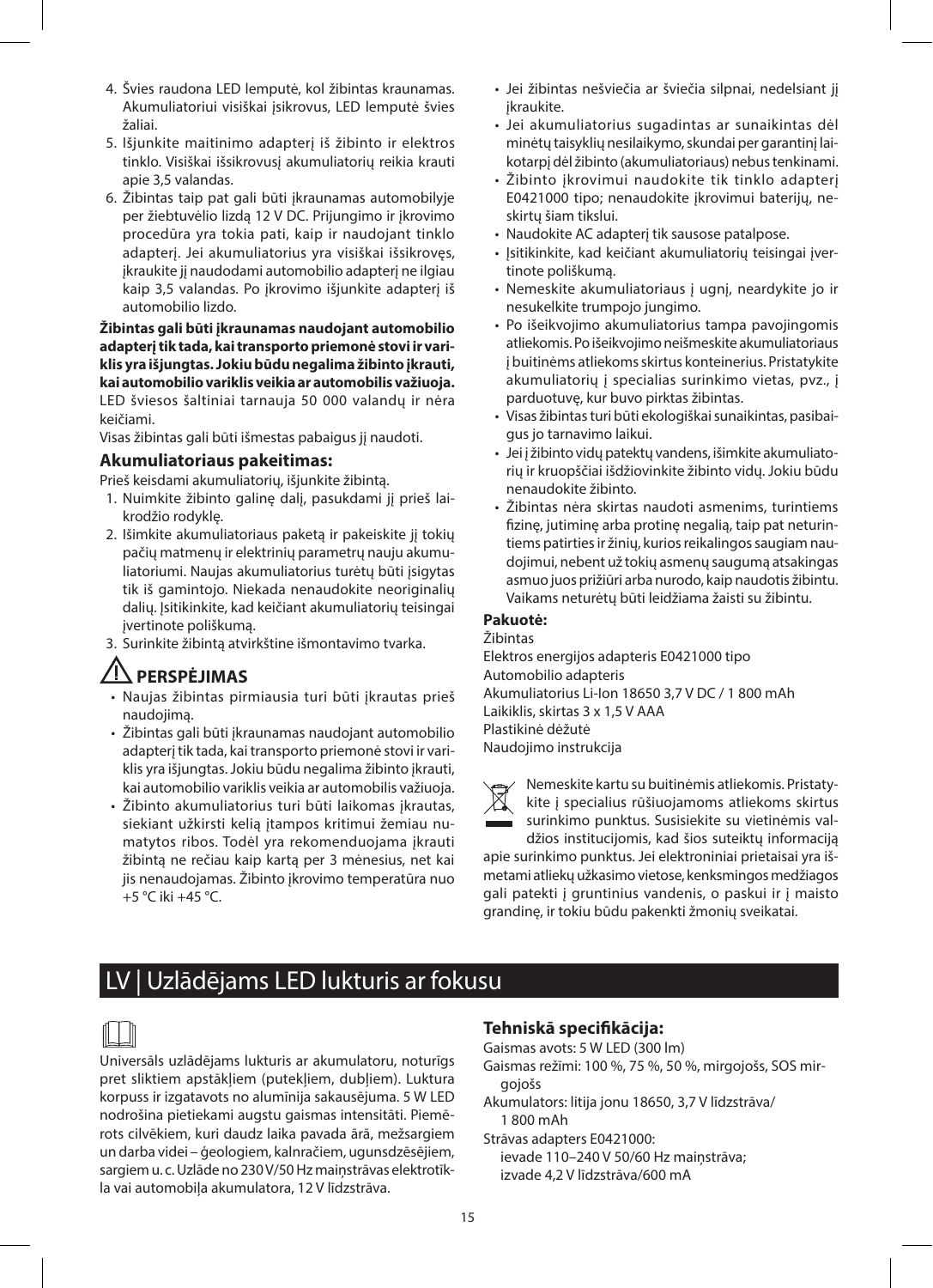4. Švies raudona LED lemputė, kol žibintas kraunamas. Akumuliatoriui visiškai įsikrovus, LED lemputė švies žaliai.
5. Išjunkite maitinimo adapterį iš žibinto ir elektros tinklo. Visiškai išsikrovusį akumuliatorių reikia krauti apie 3,5 valandas.
6. Žibintas taip pat gali būti įkraunamas automobilyje per žiebtuvėlio lizdą 12 V DC. Prijungimo ir įkrovimo procedūra yra tokia pati, kaip ir naudojant tinklo adapterį. Jei akumuliatorius yra visiškai išsikrovęs, įkraukite jį naudodami automobilio adapterį ne ilgiau kaip 3,5 valandas. Po įkrovimo išjunkite adapterį iš automobilio lizdo.

**Žibintas gali būti įkraunamas naudojant automobilio adapterį tik tada, kai transporto priemonė stovi ir variklis yra išjungtas. Jokiu būdu negalima žibinto įkrauti, kai automobilio variklis veikia ar automobilis važiuoja.**

LED šviesos šaltiniai tarnauja 50 000 valandų ir nėra keičiami.

Visas žibintas gali būti išmestas pabaigus jį naudoti.

### Akumuliatoriaus pakeitimas:

Prieš keisdami akumuliatorių, išjunkite žibintą.

1. Nuimkite žibinto galinę dalį, pasukdami ją prieš laikrodžio rodyklę.
2. Išimkite akumuliatoriaus paketą ir pakeiskite jį tokių pačių matmenų ir elektrinių parametrų nauju akumuliatoriumi. Naujas akumuliatorius turėtų būti įsigytas tik iš gamintojo. Niekada nenaudokite neoriginalių dalių. Įsitikinkite, kad keičiant akumuliatorių teisingai įvertinote poliškumą.
3. Surinkite žibintą atvirkštine išmontavimo tvarka.

## ⚠ PERSPĖJIMAS

- Naujas žibintas pirmiausia turi būti įkrautas prieš naudojimą.
- Žibintas gali būti įkraunamas naudojant automobilio adapterį tik tada, kai transporto priemonė stovi ir variklis yra išjungtas. Jokiu būdu negalima žibinto įkrauti, kai automobilio variklis veikia ar automobilis važiuoja.
- Žibinto akumuliatorius turi būti laikomas įkrautas, siekiant užkirsti kelią įtampos kritimui žemiau numatytos ribos. Todėl yra rekomenduojama įkrauti žibintą ne rečiau kaip kartą per 3 mėnesius, net kai jis nenaudojamas. Žibinto įkrovimo temperatūra nuo +5 °C iki +45 °C.
- Jei žibintas nešviečia ar šviečia silpnai, nedelsiant jį įkraukite.
- Jei akumuliatorius sugadintas ar sunaikintas dėl minėtų taisyklių nesilaikymo, skundai per garantinį laikotarpį dėl žibinto (akumuliatoriaus) nebus tenkinami.
- Žibinto įkrovimui naudokite tik tinklo adapterį E0421000 tipo; nenaudokite įkrovimui baterijų, neskirtų šiam tikslui.
- Naudokite AC adapterį tik sausose patalpose.
- Įsitikinkite, kad keičiant akumuliatorių teisingai įvertinote poliškumą.
- Nemeskite akumuliatoriaus į ugnį, neardykite jo ir nesukelkite trumpojo jungimo.
- Po išeikvojimo akumuliatorius tampa pavojingomis atliekomis. Po išeikvojimo neišmeskite akumuliatoriaus į buitinėms atliekoms skirtus konteinerius. Pristatykite akumuliatorių į specialias surinkimo vietas, pvz., į parduotuvę, kur buvo pirktas žibintas.
- Visas žibintas turi būti ekologiškai sunaikintas, pasibaigus jo tarnavimo laikui.
- Jei į žibinto vidų patektų vandens, išimkite akumuliatorių ir kruopščiai išdžiovinkite žibinto vidų. Jokiu būdu nenaudokite žibinto.
- Žibintas nėra skirtas naudoti asmenims, turintiems fizinę, jutiminę arba protinę negalią, taip pat neturintiems patirties ir žinių, kurios reikalingos saugiam naudojimui, nebent už tokių asmenų saugumą atsakingas asmuo juos prižiūri arba nurodo, kaip naudotis žibintu. Vaikams neturėtų būti leidžiama žaisti su žibintu.

### Pakuotė:

Žibintas
Elektros energijos adapteris E0421000 tipo
Automobilio adapteris
Akumuliatorius Li-Ion 18650 3,7 V DC / 1 800 mAh
Laikiklis, skirtas 3 x 1,5 V AAA
Plastikinė dėžutė
Naudojimo instrukcija

Nemeskite kartu su buitinėmis atliekomis. Pristatykite į specialius rūšiuojamoms atliekoms skirtus surinkimo punktus. Susisiekite su vietinėmis valdžios institucijomis, kad šios suteiktų informaciją apie surinkimo punktus. Jei elektroniniai prietaisai yra išmetami atliekų užkasimo vietose, kenksmingos medžiagos gali patekti į gruntinius vandenis, o paskui ir į maisto grandinę, ir tokiu būdu pakenkti žmonių sveikatai.

# LV | Uzlādējams LED lukturis ar fokusu

Universāls uzlādējams lukturis ar akumulatoru, noturīgs pret sliktiem apstākļiem (putekļiem, dubļiem). Luktura korpuss ir izgatavots no alumīnija sakausējuma. 5 W LED nodrošina pietiekami augstu gaismas intensitāti. Piemērots cilvēkiem, kuri daudz laika pavada ārā, mežsargiem un darba videi – ģeologiem, kalnračiem, ugunsdzēsējiem, sargiem u. c. Uzlāde no 230 V/50 Hz maiņstrāvas elektrotīkla vai automobiļa akumulatora, 12 V līdzstrāva.

### Tehniskā specifikācija:

Gaismas avots: 5 W LED (300 lm)
Gaismas režīmi: 100 %, 75 %, 50 %, mirgojošs, SOS mirgojošs
Akumulators: litija jonu 18650, 3,7 V līdzstrāva/ 1 800 mAh
Strāvas adapters E0421000:
ievade 110–240 V 50/60 Hz maiņstrāva;
izvade 4,2 V līdzstrāva/600 mA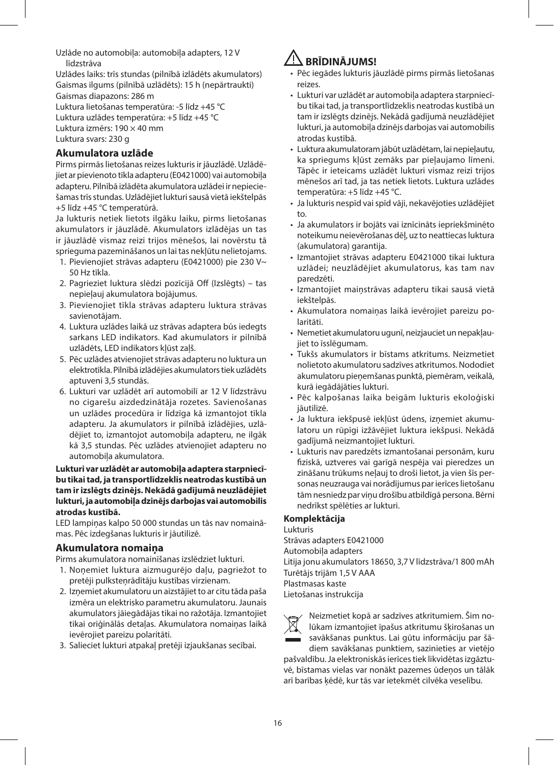Uzlāde no automobiļa: automobiļa adapters, 12 V līdzstrāva
Uzlādes laiks: trīs stundas (pilnībā izlādēts akumulators)
Gaismas ilgums (pilnībā uzlādēts): 15 h (nepārtraukti)
Gaismas diapazons: 286 m
Luktura lietošanas temperatūra: -5 līdz +45 °C
Luktura uzlādes temperatūra: +5 līdz +45 °C
Luktura izmērs: 190 × 40 mm
Luktura svars: 230 g

## Akumulatora uzlāde

Pirms pirmās lietošanas reizes lukturis ir jāuzlādē. Uzlādējiet ar pievienoto tīkla adapteru (E0421000) vai automobiļa adapteru. Pilnībā izlādēta akumulatora uzlādei ir nepieciešamas trīs stundas. Uzlādējiet lukturi sausā vietā iekštelpās +5 līdz +45 °C temperatūrā.

Ja lukturis netiek lietots ilgāku laiku, pirms lietošanas akumulators ir jāuzlādē. Akumulators izlādējas un tas ir jāuzlādē vismaz reizi trijos mēnešos, lai novērstu tā sprieguma pazemināšanos un lai tas nekļūtu nelietojams.

1. Pievienojiet strāvas adapteru (E0421000) pie 230 V~ 50 Hz tīkla.
2. Pagrieziet luktura slēdzi pozīcijā Off (Izslēgts) – tas nepieļauj akumulatora bojājumus.
3. Pievienojiet tīkla strāvas adapteru luktura strāvas savienotājam.
4. Luktura uzlādes laikā uz strāvas adaptera būs iedegts sarkans LED indikators. Kad akumulators ir pilnībā uzlādēts, LED indikators kļūst zaļš.
5. Pēc uzlādes atvienojiet strāvas adapteru no luktura un elektrotīkla. Pilnībā izlādējies akumulators tiek uzlādēts aptuveni 3,5 stundās.
6. Lukturi var uzlādēt arī automobilī ar 12 V līdzstrāvu no cigarešu aizdedzinātāja rozetes. Savienošanas un uzlādes procedūra ir līdzīga kā izmantojot tīkla adapteru. Ja akumulators ir pilnībā izlādējies, uzlādējiet to, izmantojot automobiļa adapteru, ne ilgāk kā 3,5 stundas. Pēc uzlādes atvienojiet adapteru no automobiļa akumulatora.

**Lukturi var uzlādēt ar automobiļa adaptera starpniecību tikai tad, ja transportlīdzeklis neatrodas kustībā un tam ir izslēgts dzinējs. Nekādā gadījumā neuzlādējiet lukturi, ja automobiļa dzinējs darbojas vai automobilis atrodas kustībā.**

LED lampiņas kalpo 50 000 stundas un tās nav nomaināmas. Pēc izdegšanas lukturis ir jāutilizē.

## Akumulatora nomaiņa

Pirms akumulatora nomainīšanas izslēdziet lukturi.

1. Noņemiet luktura aizmugurējo daļu, pagriežot to pretēji pulksteņrādītāju kustības virzienam.
2. Izņemiet akumulatoru un aizstājiet to ar citu tāda paša izmēra un elektrisko parametru akumulatoru. Jaunais akumulators jāiegādājas tikai no ražotāja. Izmantojiet tikai oriģinālās detaļas. Akumulatora nomaiņas laikā ievērojiet pareizu polaritāti.
3. Salieciet lukturi atpakaļ pretēji izjaukšanas secībai.

## ⚠ BRĪDINĀJUMS!

- Pēc iegādes lukturis jāuzlādē pirms pirmās lietošanas reizes.
- Lukturi var uzlādēt ar automobiļa adaptera starpniecību tikai tad, ja transportlīdzeklis neatrodas kustībā un tam ir izslēgts dzinējs. Nekādā gadījumā neuzlādējiet lukturi, ja automobiļa dzinējs darbojas vai automobilis atrodas kustībā.
- Luktura akumulatoram jābūt uzlādētam, lai nepieļautu, ka spriegums kļūst zemāks par pieļaujamo līmeni. Tāpēc ir ieteicams uzlādēt lukturi vismaz reizi trijos mēnešos arī tad, ja tas netiek lietots. Luktura uzlādes temperatūra: +5 līdz +45 °C.
- Ja lukturis nespīd vai spīd vāji, nekavējoties uzlādējiet to.
- Ja akumulators ir bojāts vai iznīcināts iepriekšminēto noteikumu neievērošanas dēļ, uz to neattiecas luktura (akumulatora) garantija.
- Izmantojiet strāvas adapteru E0421000 tikai luktura uzlādei; neuzlādējiet akumulatorus, kas tam nav paredzēti.
- Izmantojiet maiņstrāvas adapteru tikai sausā vietā iekštelpās.
- Akumulatora nomaiņas laikā ievērojiet pareizu polaritāti.
- Nemetiet akumulatoru ugunī, neizjauciet un nepakļaujiet to īsslēgumam.
- Tukšs akumulators ir bīstams atkritums. Neizmetiet nolietoto akumulatoru sadzīves atkritumos. Nododiet akumulatoru pieņemšanas punktā, piemēram, veikalā, kurā iegādājāties lukturi.
- Pēc kalpošanas laika beigām lukturis ekoloģiski jāutilizē.
- Ja luktura iekšpusē iekļūst ūdens, izņemiet akumulatoru un rūpīgi izžāvējiet luktura iekšpusi. Nekādā gadījumā neizmantojiet lukturi.
- Lukturis nav paredzēts izmantošanai personām, kuru fiziskā, uztveres vai garīgā nespēja vai pieredzes un zināšanu trūkums neļauj to droši lietot, ja vien šīs personas neuzrauga vai norādījumus par ierīces lietošanu tām nesniedz par viņu drošību atbildīgā persona. Bērni nedrīkst spēlēties ar lukturi.

### Komplektācija

Lukturis
Strāvas adapters E0421000
Automobiļa adapters
Litija jonu akumulators 18650, 3,7 V līdzstrāva/1 800 mAh
Turētājs trijām 1,5 V AAA
Plastmasas kaste
Lietošanas instrukcija

Neizmetiet kopā ar sadzīves atkritumiem. Šim nolūkam izmantojiet īpašus atkritumu šķirošanas un savākšanas punktus. Lai gūtu informāciju par šādiem savākšanas punktiem, sazinieties ar vietējo pašvaldību. Ja elektroniskās ierīces tiek likvidētas izgāztuvē, bīstamas vielas var nonākt pazemes ūdeņos un tālāk arī barības ķēdē, kur tās var ietekmēt cilvēka veselību.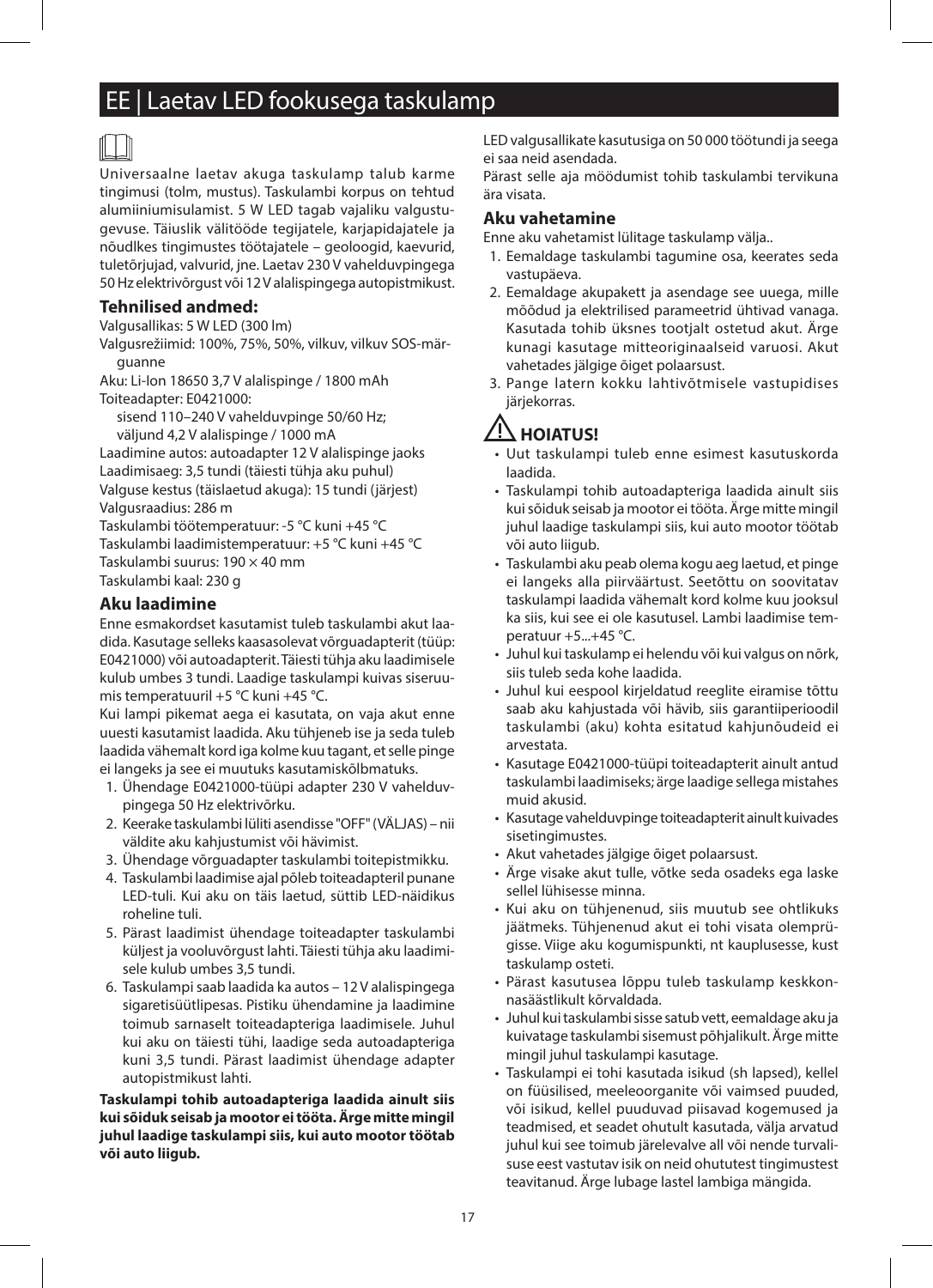# EE | Laetav LED fookusega taskulamp

Universaalne laetav akuga taskulamp talub karme tingimusi (tolm, mustus). Taskulambi korpus on tehtud alumiiniumisulamist. 5 W LED tagab vajaliku valgustugevuse. Täiuslik välitööde tegijatele, karjapidajatele ja nõudlkes tingimustes töötajatele – geoloogid, kaevurid, tuletõrjujad, valvurid, jne. Laetav 230 V vahelduvpingega 50 Hz elektrivõrgust või 12 V alalispingega autopistmikust.

### Tehnilised andmed:

Valgusallikas: 5 W LED (300 lm)
Valgusrežiimid: 100%, 75%, 50%, vilkuv, vilkuv SOS-märguanne
Aku: Li-Ion 18650 3,7 V alalispinge / 1800 mAh
Toiteadapter: E0421000:
sisend 110–240 V vahelduvpinge 50/60 Hz;
väljund 4,2 V alalispinge / 1000 mA
Laadimine autos: autoadapter 12 V alalispinge jaoks
Laadimisaeg: 3,5 tundi (täiesti tühja aku puhul)
Valguse kestus (täislaetud akuga): 15 tundi (järjest)
Valgusraadius: 286 m
Taskulambi töötemperatuur: -5 °C kuni +45 °C
Taskulambi laadimistemperatuur: +5 °C kuni +45 °C
Taskulambi suurus: 190 × 40 mm
Taskulambi kaal: 230 g

### Aku laadimine

Enne esmakordset kasutamist tuleb taskulambi akut laadida. Kasutage selleks kaasasolevat võrguadapterit (tüüp: E0421000) või autoadapterit. Täiesti tühja aku laadimisele kulub umbes 3 tundi. Laadige taskulampi kuivas siseruumis temperatuuril +5 °C kuni +45 °C.

Kui lampi pikemat aega ei kasutata, on vaja akut enne uuesti kasutamist laadida. Aku tühjeneb ise ja seda tuleb laadida vähemalt kord iga kolme kuu tagant, et selle pinge ei langeks ja see ei muutuks kasutamiskõlbmatuks.

1. Ühendage E0421000-tüüpi adapter 230 V vahelduvpingega 50 Hz elektrivõrku.
2. Keerake taskulambi lüliti asendisse "OFF" (VÄLJAS) – nii väldite aku kahjustumist või hävimist.
3. Ühendage võrguadapter taskulambi toitepistmikku.
4. Taskulambi laadimise ajal põleb toiteadapteril punane LED-tuli. Kui aku on täis laetud, süttib LED-näidikus roheline tuli.
5. Pärast laadimist ühendage toiteadapter taskulambi küljest ja vooluvõrgust lahti. Täiesti tühja aku laadimisele kulub umbes 3,5 tundi.
6. Taskulampi saab laadida ka autos – 12 V alalispingega sigaretisüütlipesas. Pistiku ühendamine ja laadimine toimub sarnaselt toiteadapteriga laadimisele. Juhul kui aku on täiesti tühi, laadige seda autoadapteriga kuni 3,5 tundi. Pärast laadimist ühendage adapter autopistmikust lahti.

**Taskulampi tohib autoadapteriga laadida ainult siis kui sõiduk seisab ja mootor ei tööta. Ärge mitte mingil juhul laadige taskulampi siis, kui auto mootor töötab või auto liigub.**

LED valgusallikate kasutusiga on 50 000 töötundi ja seega ei saa neid asendada.
Pärast selle aja möödumist tohib taskulambi tervikuna ära visata.

### Aku vahetamine

Enne aku vahetamist lülitage taskulamp välja..

1. Eemaldage taskulambi tagumine osa, keerates seda vastupäeva.
2. Eemaldage akupakett ja asendage see uuega, mille mõõdud ja elektrilised parameetrid ühtivad vanaga. Kasutada tohib üksnes tootjalt ostetud akut. Ärge kunagi kasutage mitteoriginaalseid varuosi. Akut vahetades jälgige õiget polaarsust.
3. Pange latern kokku lahtivõtmisele vastupidises järjekorras.

### ⚠ HOIATUS!

- Uut taskulampi tuleb enne esimest kasutuskorda laadida.
- Taskulampi tohib autoadapteriga laadida ainult siis kui sõiduk seisab ja mootor ei tööta. Ärge mitte mingil juhul laadige taskulampi siis, kui auto mootor töötab või auto liigub.
- Taskulambi aku peab olema kogu aeg laetud, et pinge ei langeks alla piirväärtust. Seetõttu on soovitatav taskulampi laadida vähemalt kord kolme kuu jooksul ka siis, kui see ei ole kasutusel. Lambi laadimise temperatuur +5...+45 °C.
- Juhul kui taskulamp ei helendu või kui valgus on nõrk, siis tuleb seda kohe laadida.
- Juhul kui eespool kirjeldatud reeglite eiramise tõttu saab aku kahjustada või hävib, siis garantiiperioodil taskulambi (aku) kohta esitatud kahjunõudeid ei arvestata.
- Kasutage E0421000-tüüpi toiteadapterit ainult antud taskulambi laadimiseks; ärge laadige sellega mistahes muid akusid.
- Kasutage vahelduvpinge toiteadapterit ainult kuivades sisetingimustes.
- Akut vahetades jälgige õiget polaarsust.
- Ärge visake akut tulle, võtke seda osadeks ega laske sellel lühisesse minna.
- Kui aku on tühjenenud, siis muutub see ohtlikuks jäätmeks. Tühjenenud akut ei tohi visata olemprügisse. Viige aku kogumispunkti, nt kauplusesse, kust taskulamp osteti.
- Pärast kasutusea lõppu tuleb taskulamp keskkonnasäästlikult kõrvaldada.
- Juhul kui taskulambi sisse satub vett, eemaldage aku ja kuivatage taskulambi sisemust põhjalikult. Ärge mitte mingil juhul taskulampi kasutage.
- Taskulampi ei tohi kasutada isikud (sh lapsed), kellel on füüsilised, meeleoorganite või vaimsed puuded, või isikud, kellel puuduvad piisavad kogemused ja teadmised, et seadet ohutult kasutada, välja arvatud juhul kui see toimub järelevalve all või nende turvalisuse eest vastutav isik on neid ohututest tingimustest teavitanud. Ärge lubage lastel lambiga mängida.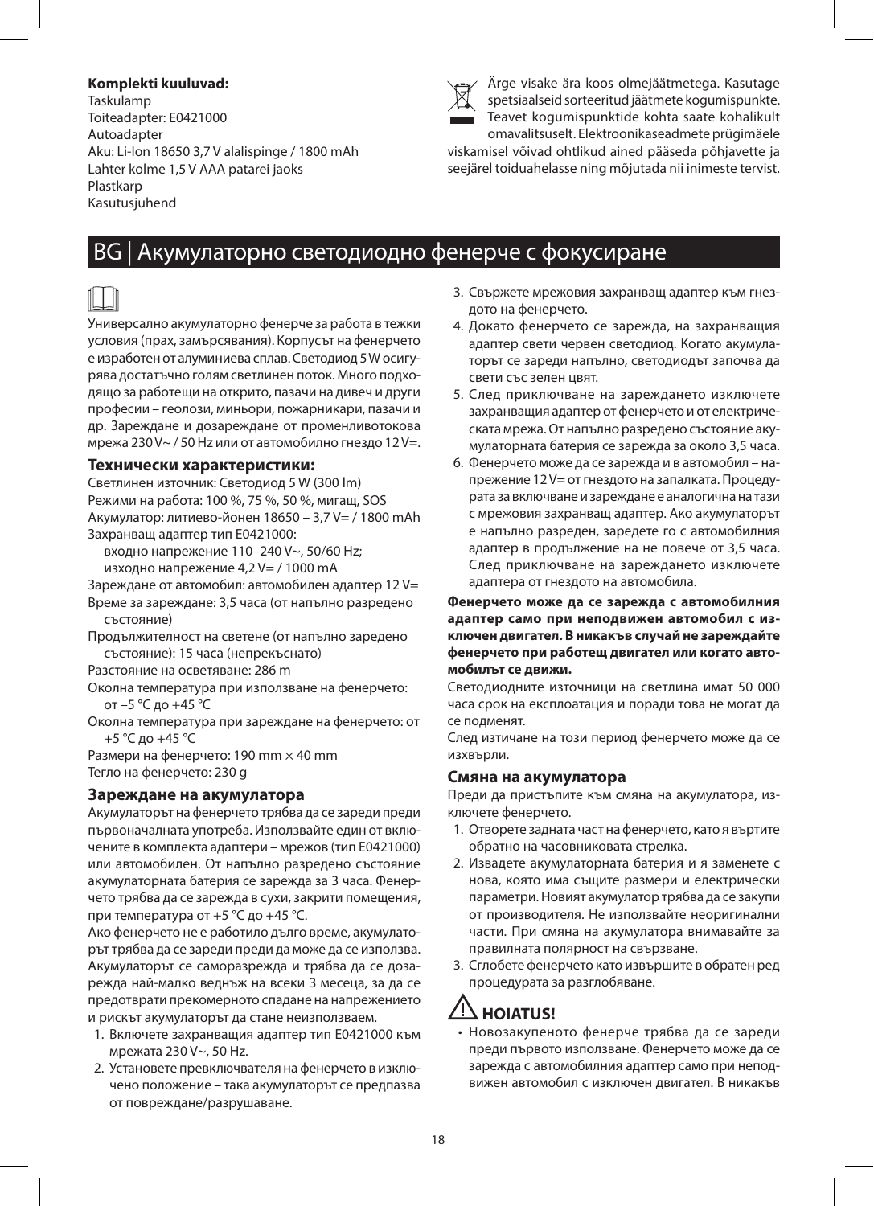**Komplekti kuuluvad:**
Taskulamp
Toiteadapter: E0421000
Autoadapter
Aku: Li-Ion 18650 3,7 V alalispinge / 1800 mAh
Lahter kolme 1,5 V AAA patarei jaoks
Plastkarp
Kasutusjuhend

Ärge visake ära koos olmejäätmetega. Kasutage spetsiaalseid sorteeritud jäätmete kogumispunkte. Teavet kogumispunktide kohta saate kohalikult omavalitsuselt. Elektroonikaseadmete prügimäele viskamisel võivad ohtlikud ained pääseda põhjavette ja seejärel toiduahelasse ning mõjutada nii inimeste tervist.

# BG | Акумулаторно светодиодно фенерче с фокусиране

Универсално акумулаторно фенерче за работа в тежки условия (прах, замърсявания). Корпусът на фенерчето е изработен от алуминиева сплав. Светодиод 5 W осигурява достатъчно голям светлинен поток. Много подходящо за работещи на открито, пазачи на дивеч и други професии – геолози, миньори, пожарникари, пазачи и др. Зареждане и дозареждане от променливотокова мрежа 230 V~ / 50 Hz или от автомобилно гнездо 12 V=.

### Технически характеристики:

Светлинен източник: Светодиод 5 W (300 lm)
Режими на работа: 100 %, 75 %, 50 %, мигащ, SOS
Акумулатор: литиево-йонен 18650 – 3,7 V= / 1800 mAh
Захранващ адаптер тип E0421000:
входно напрежение 110–240 V~, 50/60 Hz;
изходно напрежение 4,2 V= / 1000 mA
Зареждане от автомобил: автомобилен адаптер 12 V=
Време за зареждане: 3,5 часа (от напълно разредено състояние)
Продължителност на светене (от напълно заредено състояние): 15 часа (непрекъснато)
Разстояние на осветяване: 286 m
Околна температура при използване на фенерчето: от −5 °C до +45 °C
Околна температура при зареждане на фенерчето: от +5 °C до +45 °C
Размери на фенерчето: 190 mm × 40 mm
Тегло на фенерчето: 230 g

### Зареждане на акумулатора

Акумулаторът на фенерчето трябва да се зареди преди първоначалната употреба. Използвайте един от включените в комплекта адаптери – мрежов (тип E0421000) или автомобилен. От напълно разредено състояние акумулаторната батерия се зарежда за 3 часа. Фенерчето трябва да се зарежда в сухи, закрити помещения, при температура от +5 °C до +45 °C.

Ако фенерчето не е работило дълго време, акумулаторът трябва да се зареди преди да може да се използва. Акумулаторът се саморазрежда и трябва да се дозарежда най-малко веднъж на всеки 3 месеца, за да се предотврати прекомерното спадане на напрежението и рискът акумулаторът да стане неизползваем.

1. Включете захранващия адаптер тип E0421000 към мрежата 230 V~, 50 Hz.
2. Установете превключвателя на фенерчето в изключено положение – така акумулаторът се предпазва от повреждане/разрушаване.
3. Свържете мрежовия захранващ адаптер към гнездото на фенерчето.
4. Докато фенерчето се зарежда, на захранващия адаптер свети червен светодиод. Когато акумулаторът се зареди напълно, светодиодът започва да свети със зелен цвят.
5. След приключване на зареждането изключете захранващия адаптер от фенерчето и от електрическата мрежа. От напълно разредено състояние акумулаторната батерия се зарежда за около 3,5 часа.
6. Фенерчето може да се зарежда и в автомобил – напрежение 12 V= от гнездото на запалката. Процедурата за включване и зареждане е аналогична на тази с мрежовия захранващ адаптер. Ако акумулаторът е напълно разреден, заредете го с автомобилния адаптер в продължение на не повече от 3,5 часа. След приключване на зареждането изключете адаптера от гнездото на автомобила.

**Фенерчето може да се зарежда с автомобилния адаптер само при неподвижен автомобил с изключен двигател. В никакъв случай не зареждайте фенерчето при работещ двигател или когато автомобилът се движи.**

Светодиодните източници на светлина имат 50 000 часа срок на експлоатация и поради това не могат да се подменят.

След изтичане на този период фенерчето може да се изхвърли.

### Смяна на акумулатора

Преди да пристъпите към смяна на акумулатора, изключете фенерчето.

1. Отворете задната част на фенерчето, като я въртите обратно на часовниковата стрелка.
2. Извадете акумулаторната батерия и я заменете с нова, която има същите размери и електрически параметри. Новият акумулатор трябва да се закупи от производителя. Не използвайте неоригинални части. При смяна на акумулатора внимавайте за правилната полярност на свързване.
3. Сглобете фенерчето като извършите в обратен ред процедурата за разглобяване.

## ⚠ HOIATUS!

- Новозакупеното фенерче трябва да се зареди преди първото използване. Фенерчето може да се зарежда с автомобилния адаптер само при неподвижен автомобил с изключен двигател. В никакъв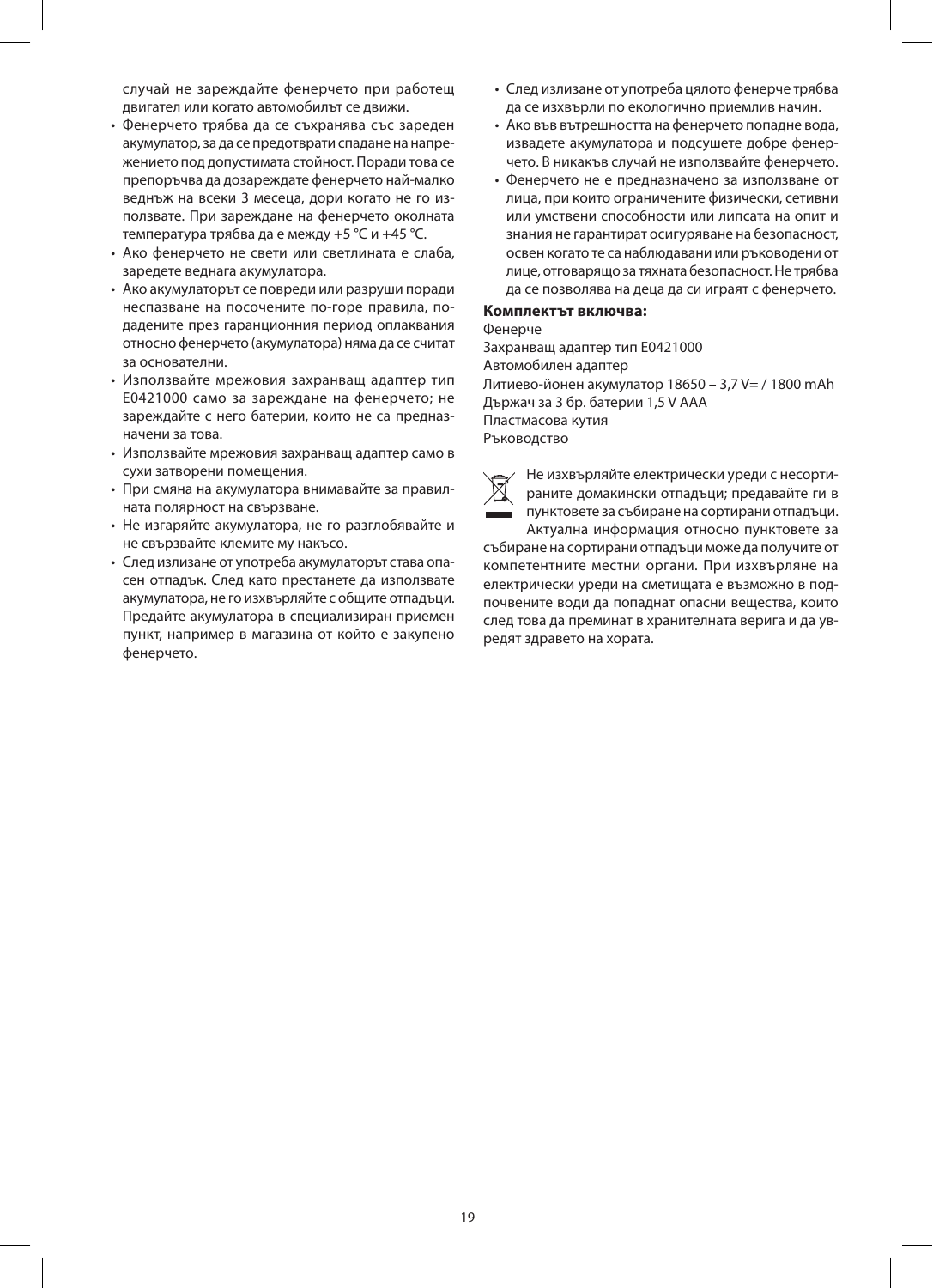случай не зареждайте фенерчето при работещ двигател или когато автомобилът се движи.

- Фенерчето трябва да се съхранява със зареден акумулатор, за да се предотврати спадане на напрежението под допустимата стойност. Поради това се препоръчва да дозареждате фенерчето най-малко веднъж на всеки 3 месеца, дори когато не го използвате. При зареждане на фенерчето околната температура трябва да е между +5 °C и +45 °C.
- Ако фенерчето не свети или светлината е слаба, заредете веднага акумулатора.
- Ако акумулаторът се повреди или разруши поради неспазване на посочените по-горе правила, подадените през гаранционния период оплаквания относно фенерчето (акумулатора) няма да се считат за основателни.
- Използвайте мрежовия захранващ адаптер тип E0421000 само за зареждане на фенерчето; не зареждайте с него батерии, които не са предназначени за това.
- Използвайте мрежовия захранващ адаптер само в сухи затворени помещения.
- При смяна на акумулатора внимавайте за правилната полярност на свързване.
- Не изгаряйте акумулатора, не го разглобявайте и не свързвайте клемите му накъсо.
- След излизане от употреба акумулаторът става опасен отпадък. След като престанете да използвате акумулатора, не го изхвърляйте с общите отпадъци. Предайте акумулатора в специализиран приемен пункт, например в магазина от който е закупено фенерчето.
- След излизане от употреба цялото фенерче трябва да се изхвърли по екологично приемлив начин.
- Ако във вътрешността на фенерчето попадне вода, извадете акумулатора и подсушете добре фенерчето. В никакъв случай не използвайте фенерчето.
- Фенерчето не е предназначено за използване от лица, при които ограничените физически, сетивни или умствени способности или липсата на опит и знания не гарантират осигуряване на безопасност, освен когато те са наблюдавани или ръководени от лице, отговарящо за тяхната безопасност. Не трябва да се позволява на деца да си играят с фенерчето.

**Комплектът включва:**

Фенерче
Захранващ адаптер тип E0421000
Автомобилен адаптер
Литиево-йонен акумулатор 18650 – 3,7 V= / 1800 mAh
Държач за 3 бр. батерии 1,5 V AAA
Пластмасова кутия
Ръководство

Не изхвърляйте електрически уреди с несортираните домакински отпадъци; предавайте ги в пунктовете за събиране на сортирани отпадъци. Актуална информация относно пунктовете за събиране на сортирани отпадъци може да получите от компетентните местни органи. При изхвърляне на електрически уреди на сметищата е възможно в подпочвените води да попаднат опасни вещества, които след това да преминат в хранителната верига и да увредят здравето на хората.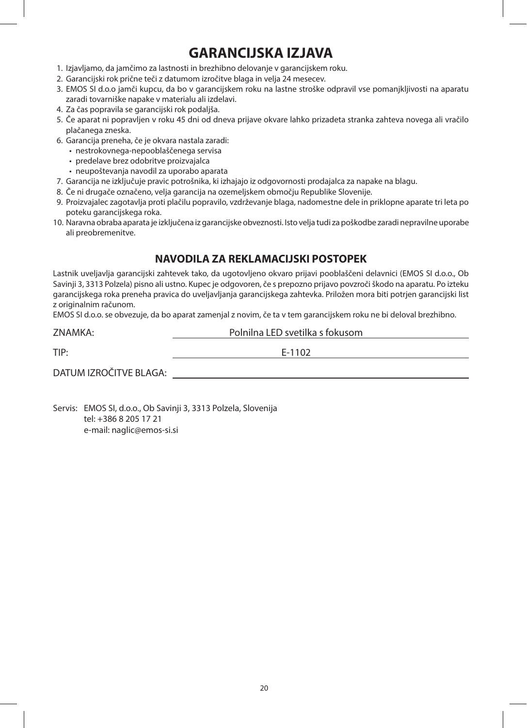# GARANCIJSKA IZJAVA

1. Izjavljamo, da jamčimo za lastnosti in brezhibno delovanje v garancijskem roku.
2. Garancijski rok prične teči z datumom izročitve blaga in velja 24 mesecev.
3. EMOS SI d.o.o jamči kupcu, da bo v garancijskem roku na lastne stroške odpravil vse pomanjkljivosti na aparatu zaradi tovarniške napake v materialu ali izdelavi.
4. Za čas popravila se garancijski rok podaljša.
5. Če aparat ni popravljen v roku 45 dni od dneva prijave okvare lahko prizadeta stranka zahteva novega ali vračilo plačanega zneska.
6. Garancija preneha, če je okvara nastala zaradi:
   - nestrokovnega-nepooblaščenega servisa
   - predelave brez odobritve proizvajalca
   - neupoštevanja navodil za uporabo aparata
7. Garancija ne izključuje pravic potrošnika, ki izhajajo iz odgovornosti prodajalca za napake na blagu.
8. Če ni drugače označeno, velja garancija na ozemeljskem območju Republike Slovenije.
9. Proizvajalec zagotavlja proti plačilu popravilo, vzdrževanje blaga, nadomestne dele in priklopne aparate tri leta po poteku garancijskega roka.
10. Naravna obraba aparata je izključena iz garancijske obveznosti. Isto velja tudi za poškodbe zaradi nepravilne uporabe ali preobremenitve.

## NAVODILA ZA REKLAMACIJSKI POSTOPEK

Lastnik uveljavlja garancijski zahtevek tako, da ugotovljeno okvaro prijavi pooblaščeni delavnici (EMOS SI d.o.o., Ob Savinji 3, 3313 Polzela) pisno ali ustno. Kupec je odgovoren, če s prepozno prijavo povzroči škodo na aparatu. Po izteku garancijskega roka preneha pravica do uveljavljanja garancijskega zahtevka. Priložen mora biti potrjen garancijski list z originalnim računom.
EMOS SI d.o.o. se obvezuje, da bo aparat zamenjal z novim, če ta v tem garancijskem roku ne bi deloval brezhibno.

ZNAMKA: Polnilna LED svetilka s fokusom

TIP: E-1102

DATUM IZROČITVE BLAGA: ______________________

Servis: EMOS SI, d.o.o., Ob Savinji 3, 3313 Polzela, Slovenija
tel: +386 8 205 17 21
e-mail: naglic@emos-si.si